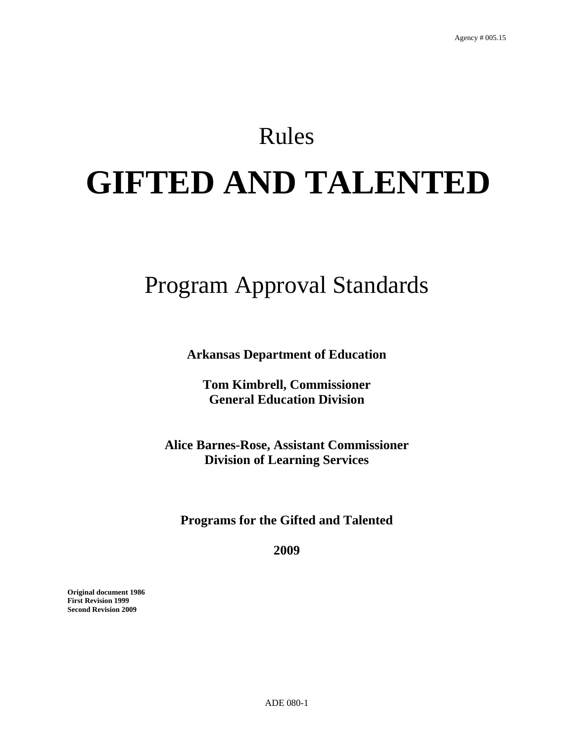Agency # 005.15

Rules

# GIFTED AND TALENTED

## Program Approval Standards

**Arkansas Department of Education**

**Tom Kimbrell, Commissioner**
**General Education Division**

**Alice Barnes-Rose, Assistant Commissioner**
**Division of Learning Services**

**Programs for the Gifted and Talented**

**2009**

**Original document 1986**
**First Revision 1999**
**Second Revision 2009**

ADE 080-1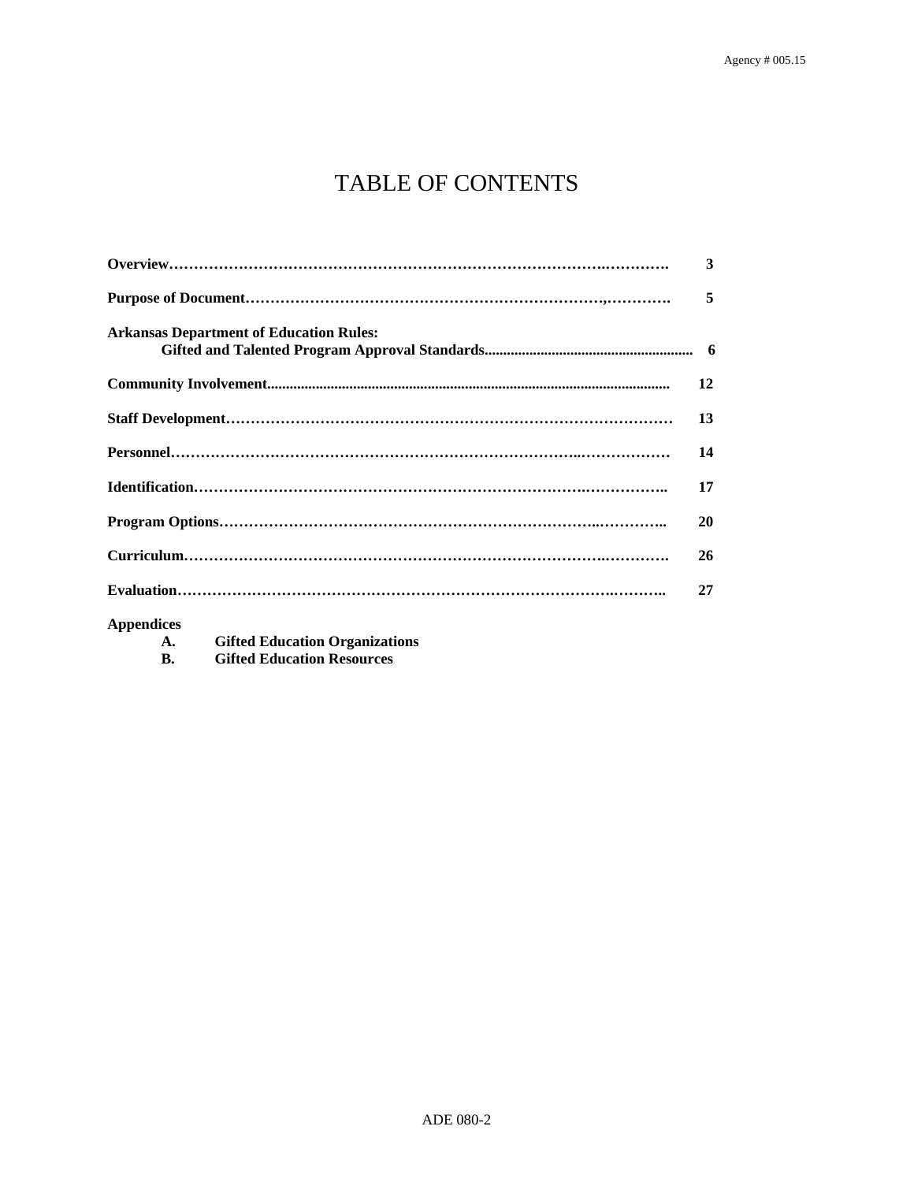# TABLE OF CONTENTS

| | |
|---|---|
| **Overview** | **3** |
| **Purpose of Document** | **5** |
| **Arkansas Department of Education Rules: Gifted and Talented Program Approval Standards** | **6** |
| **Community Involvement** | **12** |
| **Staff Development** | **13** |
| **Personnel** | **14** |
| **Identification** | **17** |
| **Program Options** | **20** |
| **Curriculum** | **26** |
| **Evaluation** | **27** |

**Appendices**

- **A. Gifted Education Organizations**
- **B. Gifted Education Resources**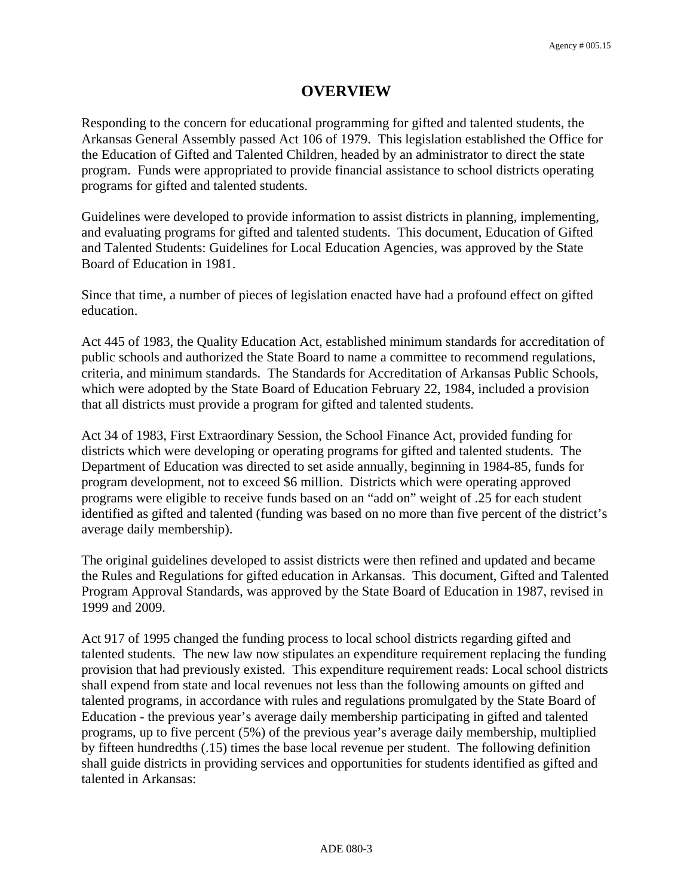# OVERVIEW

Responding to the concern for educational programming for gifted and talented students, the Arkansas General Assembly passed Act 106 of 1979. This legislation established the Office for the Education of Gifted and Talented Children, headed by an administrator to direct the state program. Funds were appropriated to provide financial assistance to school districts operating programs for gifted and talented students.

Guidelines were developed to provide information to assist districts in planning, implementing, and evaluating programs for gifted and talented students. This document, Education of Gifted and Talented Students: Guidelines for Local Education Agencies, was approved by the State Board of Education in 1981.

Since that time, a number of pieces of legislation enacted have had a profound effect on gifted education.

Act 445 of 1983, the Quality Education Act, established minimum standards for accreditation of public schools and authorized the State Board to name a committee to recommend regulations, criteria, and minimum standards. The Standards for Accreditation of Arkansas Public Schools, which were adopted by the State Board of Education February 22, 1984, included a provision that all districts must provide a program for gifted and talented students.

Act 34 of 1983, First Extraordinary Session, the School Finance Act, provided funding for districts which were developing or operating programs for gifted and talented students. The Department of Education was directed to set aside annually, beginning in 1984-85, funds for program development, not to exceed $6 million. Districts which were operating approved programs were eligible to receive funds based on an "add on" weight of .25 for each student identified as gifted and talented (funding was based on no more than five percent of the district's average daily membership).

The original guidelines developed to assist districts were then refined and updated and became the Rules and Regulations for gifted education in Arkansas. This document, Gifted and Talented Program Approval Standards, was approved by the State Board of Education in 1987, revised in 1999 and 2009.

Act 917 of 1995 changed the funding process to local school districts regarding gifted and talented students. The new law now stipulates an expenditure requirement replacing the funding provision that had previously existed. This expenditure requirement reads: Local school districts shall expend from state and local revenues not less than the following amounts on gifted and talented programs, in accordance with rules and regulations promulgated by the State Board of Education - the previous year's average daily membership participating in gifted and talented programs, up to five percent (5%) of the previous year's average daily membership, multiplied by fifteen hundredths (.15) times the base local revenue per student. The following definition shall guide districts in providing services and opportunities for students identified as gifted and talented in Arkansas: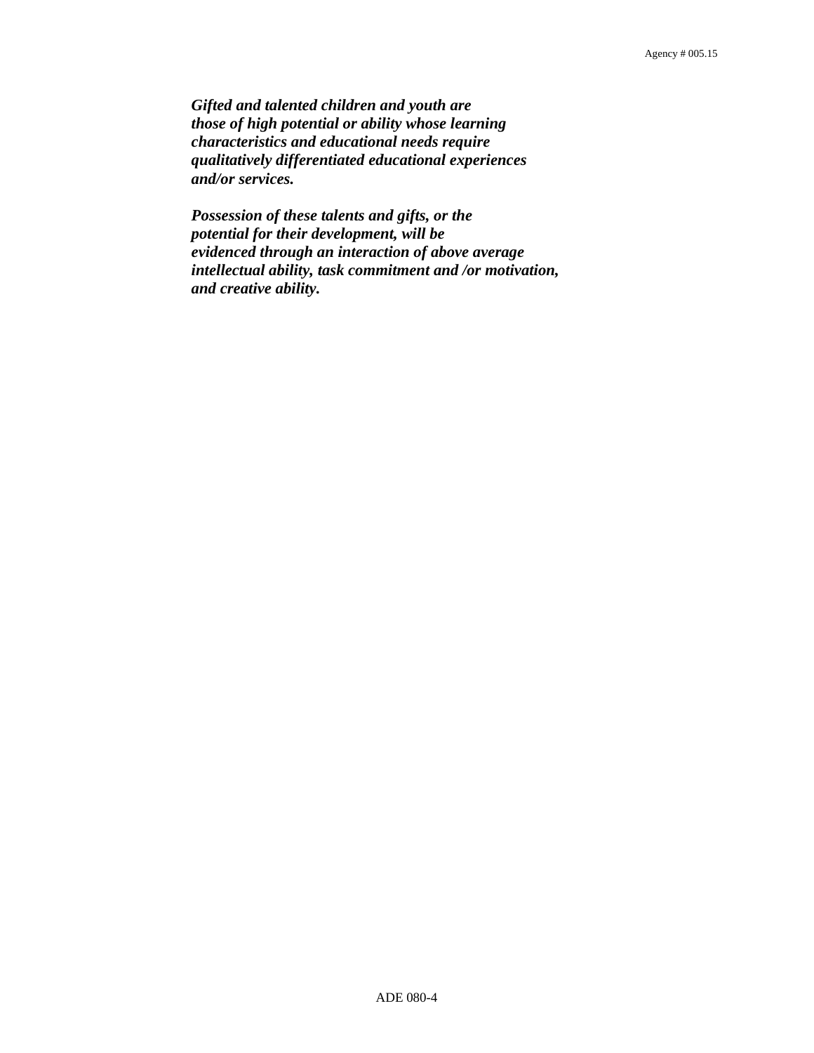***Gifted and talented children and youth are those of high potential or ability whose learning characteristics and educational needs require qualitatively differentiated educational experiences and/or services.***

***Possession of these talents and gifts, or the potential for their development, will be evidenced through an interaction of above average intellectual ability, task commitment and /or motivation, and creative ability.***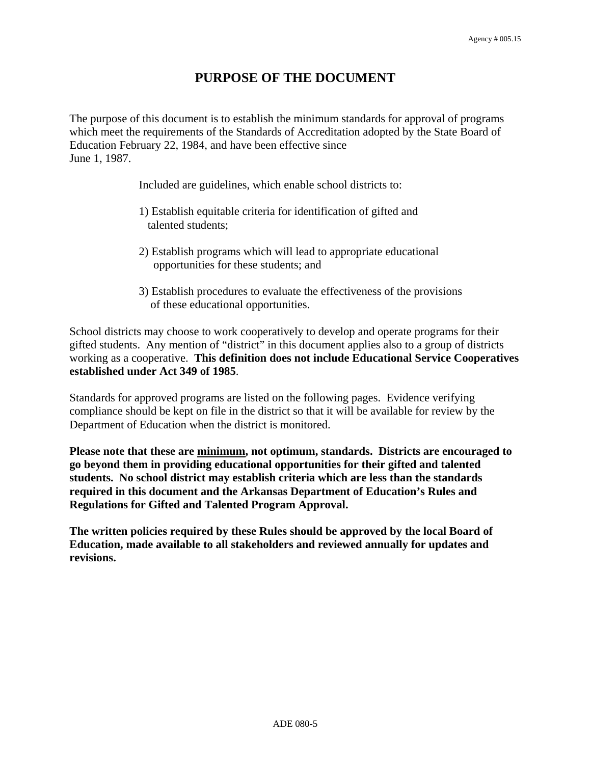# PURPOSE OF THE DOCUMENT

The purpose of this document is to establish the minimum standards for approval of programs which meet the requirements of the Standards of Accreditation adopted by the State Board of Education February 22, 1984, and have been effective since June 1, 1987.

Included are guidelines, which enable school districts to:

1) Establish equitable criteria for identification of gifted and talented students;

2) Establish programs which will lead to appropriate educational opportunities for these students; and

3) Establish procedures to evaluate the effectiveness of the provisions of these educational opportunities.

School districts may choose to work cooperatively to develop and operate programs for their gifted students. Any mention of "district" in this document applies also to a group of districts working as a cooperative. **This definition does not include Educational Service Cooperatives established under Act 349 of 1985**.

Standards for approved programs are listed on the following pages. Evidence verifying compliance should be kept on file in the district so that it will be available for review by the Department of Education when the district is monitored.

**Please note that these are <u>minimum</u>, not optimum, standards. Districts are encouraged to go beyond them in providing educational opportunities for their gifted and talented students. No school district may establish criteria which are less than the standards required in this document and the Arkansas Department of Education's Rules and Regulations for Gifted and Talented Program Approval.**

**The written policies required by these Rules should be approved by the local Board of Education, made available to all stakeholders and reviewed annually for updates and revisions.**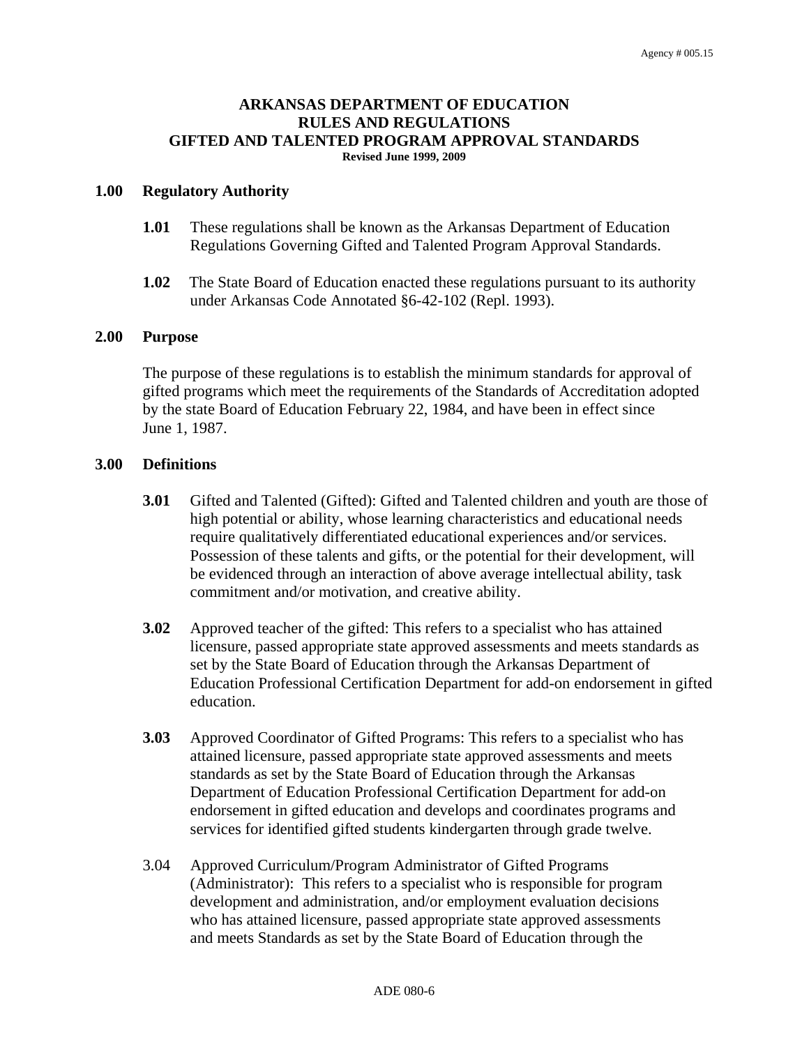**ARKANSAS DEPARTMENT OF EDUCATION**
**RULES AND REGULATIONS**
**GIFTED AND TALENTED PROGRAM APPROVAL STANDARDS**
**Revised June 1999, 2009**

## 1.00 Regulatory Authority

**1.01** These regulations shall be known as the Arkansas Department of Education Regulations Governing Gifted and Talented Program Approval Standards.

**1.02** The State Board of Education enacted these regulations pursuant to its authority under Arkansas Code Annotated §6-42-102 (Repl. 1993).

## 2.00 Purpose

The purpose of these regulations is to establish the minimum standards for approval of gifted programs which meet the requirements of the Standards of Accreditation adopted by the state Board of Education February 22, 1984, and have been in effect since June 1, 1987.

## 3.00 Definitions

**3.01** Gifted and Talented (Gifted): Gifted and Talented children and youth are those of high potential or ability, whose learning characteristics and educational needs require qualitatively differentiated educational experiences and/or services. Possession of these talents and gifts, or the potential for their development, will be evidenced through an interaction of above average intellectual ability, task commitment and/or motivation, and creative ability.

**3.02** Approved teacher of the gifted: This refers to a specialist who has attained licensure, passed appropriate state approved assessments and meets standards as set by the State Board of Education through the Arkansas Department of Education Professional Certification Department for add-on endorsement in gifted education.

**3.03** Approved Coordinator of Gifted Programs: This refers to a specialist who has attained licensure, passed appropriate state approved assessments and meets standards as set by the State Board of Education through the Arkansas Department of Education Professional Certification Department for add-on endorsement in gifted education and develops and coordinates programs and services for identified gifted students kindergarten through grade twelve.

3.04 Approved Curriculum/Program Administrator of Gifted Programs (Administrator): This refers to a specialist who is responsible for program development and administration, and/or employment evaluation decisions who has attained licensure, passed appropriate state approved assessments and meets Standards as set by the State Board of Education through the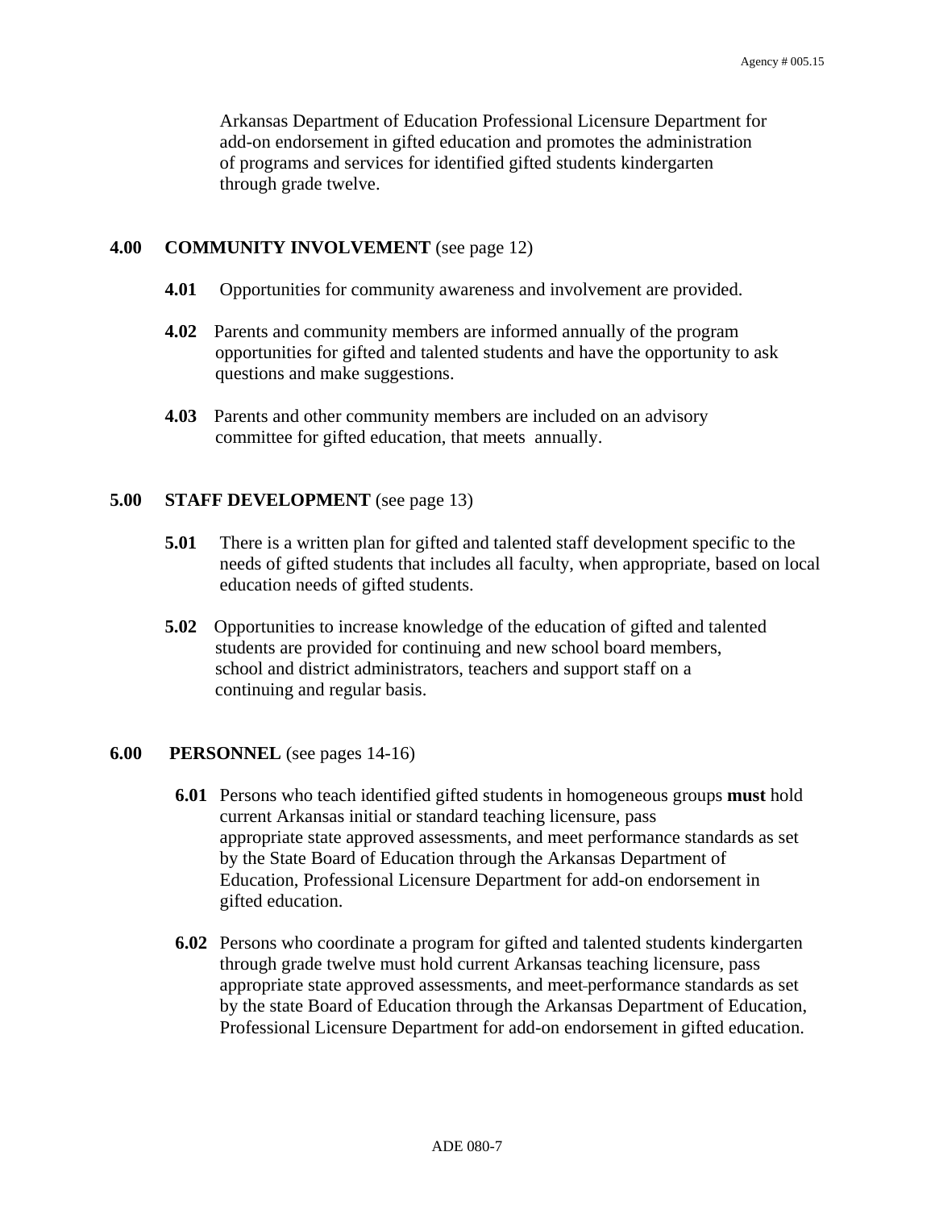Arkansas Department of Education Professional Licensure Department for add-on endorsement in gifted education and promotes the administration of programs and services for identified gifted students kindergarten through grade twelve.

## 4.00 COMMUNITY INVOLVEMENT (see page 12)

**4.01** Opportunities for community awareness and involvement are provided.

**4.02** Parents and community members are informed annually of the program opportunities for gifted and talented students and have the opportunity to ask questions and make suggestions.

**4.03** Parents and other community members are included on an advisory committee for gifted education, that meets annually.

## 5.00 STAFF DEVELOPMENT (see page 13)

**5.01** There is a written plan for gifted and talented staff development specific to the needs of gifted students that includes all faculty, when appropriate, based on local education needs of gifted students.

**5.02** Opportunities to increase knowledge of the education of gifted and talented students are provided for continuing and new school board members, school and district administrators, teachers and support staff on a continuing and regular basis.

## 6.00 PERSONNEL (see pages 14-16)

**6.01** Persons who teach identified gifted students in homogeneous groups **must** hold current Arkansas initial or standard teaching licensure, pass appropriate state approved assessments, and meet performance standards as set by the State Board of Education through the Arkansas Department of Education, Professional Licensure Department for add-on endorsement in gifted education.

**6.02** Persons who coordinate a program for gifted and talented students kindergarten through grade twelve must hold current Arkansas teaching licensure, pass appropriate state approved assessments, and meet performance standards as set by the state Board of Education through the Arkansas Department of Education, Professional Licensure Department for add-on endorsement in gifted education.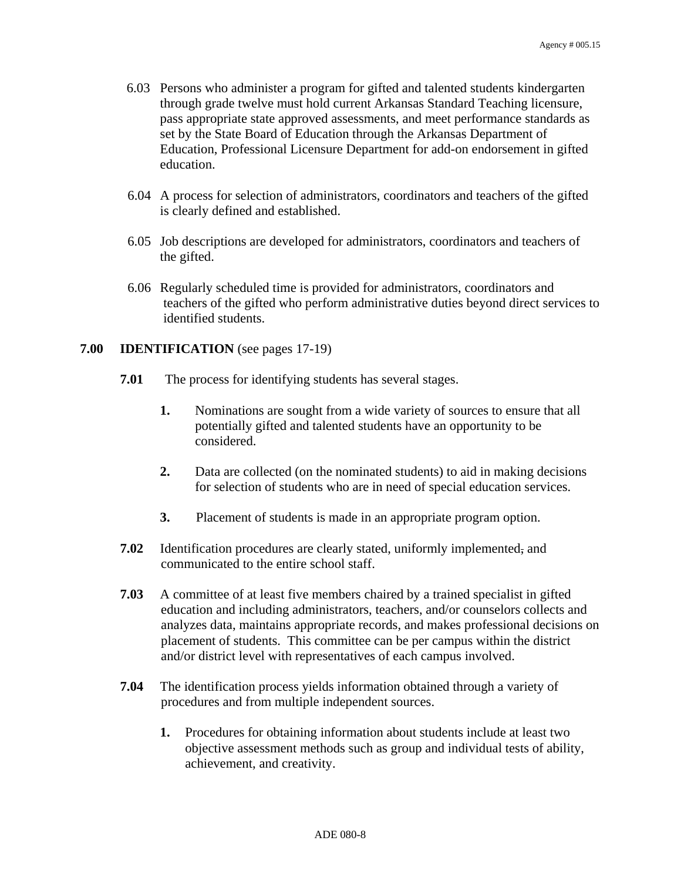6.03 Persons who administer a program for gifted and talented students kindergarten through grade twelve must hold current Arkansas Standard Teaching licensure, pass appropriate state approved assessments, and meet performance standards as set by the State Board of Education through the Arkansas Department of Education, Professional Licensure Department for add-on endorsement in gifted education.

6.04 A process for selection of administrators, coordinators and teachers of the gifted is clearly defined and established.

6.05 Job descriptions are developed for administrators, coordinators and teachers of the gifted.

6.06 Regularly scheduled time is provided for administrators, coordinators and teachers of the gifted who perform administrative duties beyond direct services to identified students.

**7.00 IDENTIFICATION** (see pages 17-19)

**7.01** The process for identifying students has several stages.

**1.** Nominations are sought from a wide variety of sources to ensure that all potentially gifted and talented students have an opportunity to be considered.

**2.** Data are collected (on the nominated students) to aid in making decisions for selection of students who are in need of special education services.

**3.** Placement of students is made in an appropriate program option.

**7.02** Identification procedures are clearly stated, uniformly implemented, and communicated to the entire school staff.

**7.03** A committee of at least five members chaired by a trained specialist in gifted education and including administrators, teachers, and/or counselors collects and analyzes data, maintains appropriate records, and makes professional decisions on placement of students. This committee can be per campus within the district and/or district level with representatives of each campus involved.

**7.04** The identification process yields information obtained through a variety of procedures and from multiple independent sources.

**1.** Procedures for obtaining information about students include at least two objective assessment methods such as group and individual tests of ability, achievement, and creativity.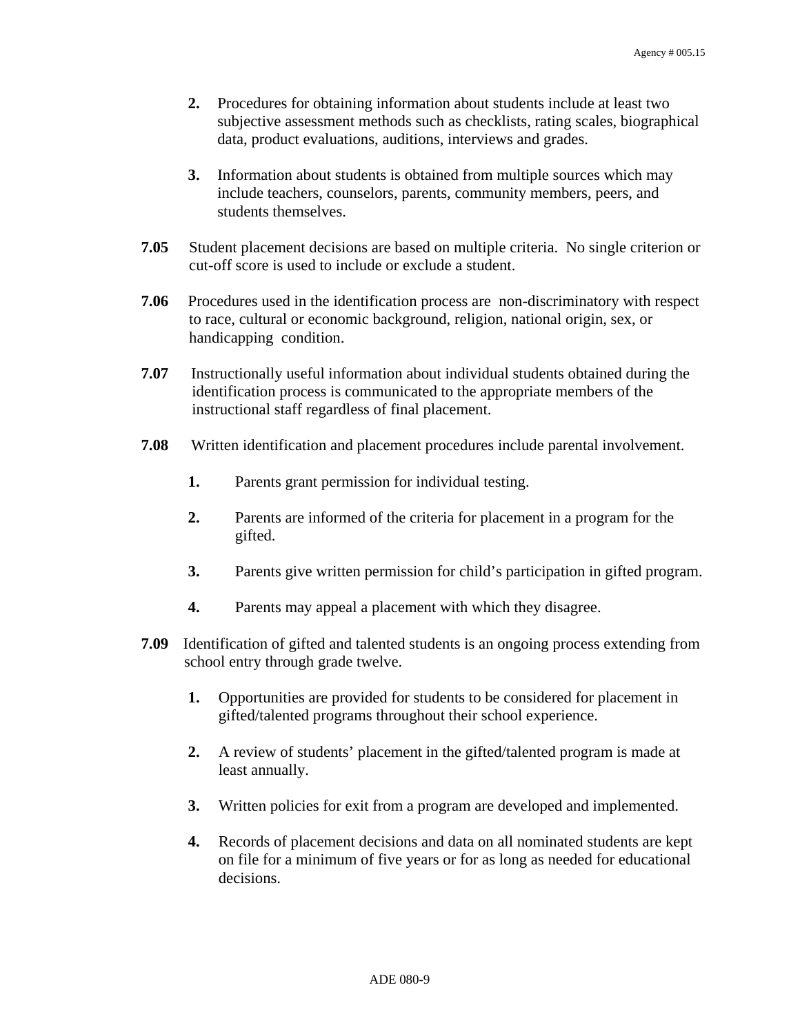**2.** Procedures for obtaining information about students include at least two subjective assessment methods such as checklists, rating scales, biographical data, product evaluations, auditions, interviews and grades.

**3.** Information about students is obtained from multiple sources which may include teachers, counselors, parents, community members, peers, and students themselves.

**7.05** Student placement decisions are based on multiple criteria. No single criterion or cut-off score is used to include or exclude a student.

**7.06** Procedures used in the identification process are non-discriminatory with respect to race, cultural or economic background, religion, national origin, sex, or handicapping condition.

**7.07** Instructionally useful information about individual students obtained during the identification process is communicated to the appropriate members of the instructional staff regardless of final placement.

**7.08** Written identification and placement procedures include parental involvement.

**1.** Parents grant permission for individual testing.

**2.** Parents are informed of the criteria for placement in a program for the gifted.

**3.** Parents give written permission for child's participation in gifted program.

**4.** Parents may appeal a placement with which they disagree.

**7.09** Identification of gifted and talented students is an ongoing process extending from school entry through grade twelve.

**1.** Opportunities are provided for students to be considered for placement in gifted/talented programs throughout their school experience.

**2.** A review of students' placement in the gifted/talented program is made at least annually.

**3.** Written policies for exit from a program are developed and implemented.

**4.** Records of placement decisions and data on all nominated students are kept on file for a minimum of five years or for as long as needed for educational decisions.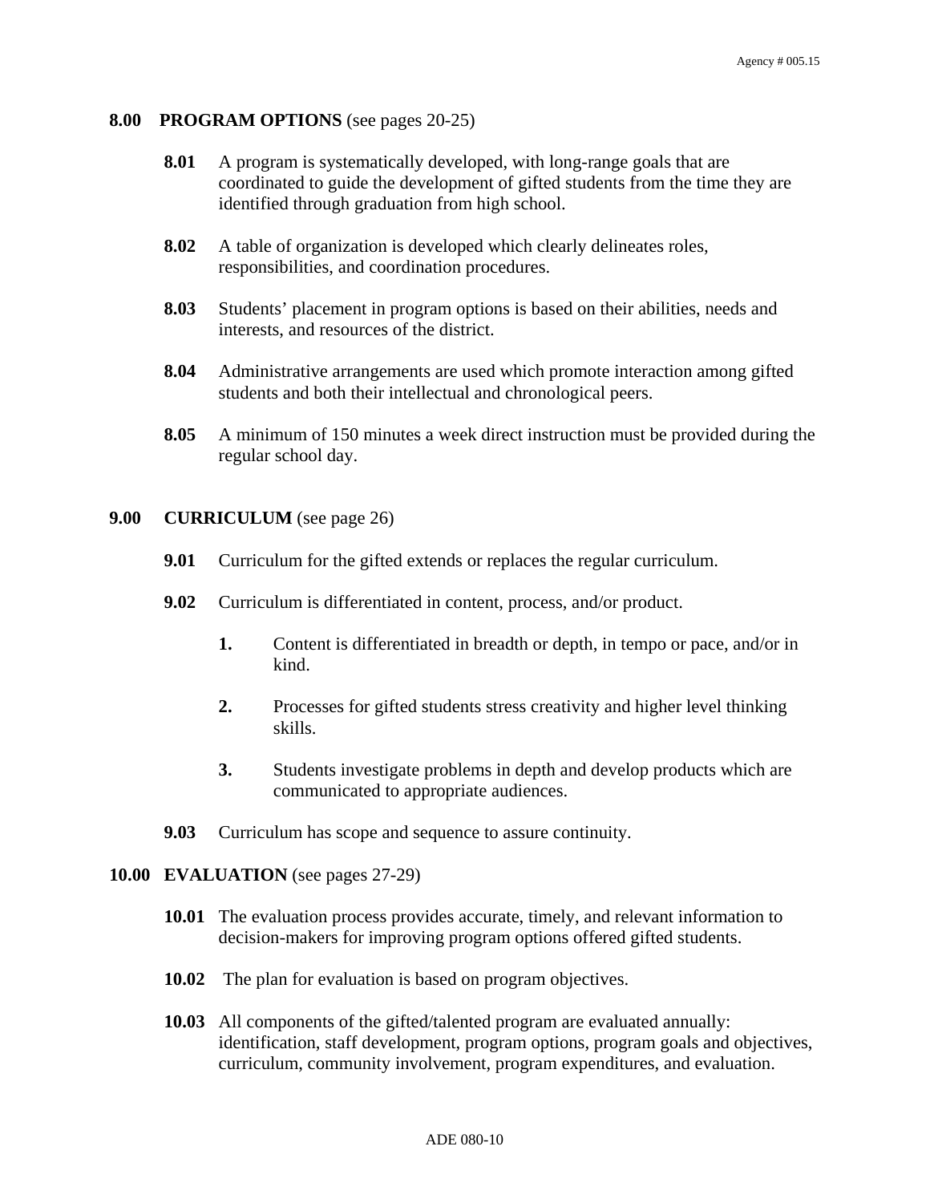## **8.00 PROGRAM OPTIONS** (see pages 20-25)

**8.01** A program is systematically developed, with long-range goals that are coordinated to guide the development of gifted students from the time they are identified through graduation from high school.

**8.02** A table of organization is developed which clearly delineates roles, responsibilities, and coordination procedures.

**8.03** Students' placement in program options is based on their abilities, needs and interests, and resources of the district.

**8.04** Administrative arrangements are used which promote interaction among gifted students and both their intellectual and chronological peers.

**8.05** A minimum of 150 minutes a week direct instruction must be provided during the regular school day.

## **9.00 CURRICULUM** (see page 26)

**9.01** Curriculum for the gifted extends or replaces the regular curriculum.

**9.02** Curriculum is differentiated in content, process, and/or product.

1. Content is differentiated in breadth or depth, in tempo or pace, and/or in kind.
2. Processes for gifted students stress creativity and higher level thinking skills.
3. Students investigate problems in depth and develop products which are communicated to appropriate audiences.

**9.03** Curriculum has scope and sequence to assure continuity.

## **10.00 EVALUATION** (see pages 27-29)

**10.01** The evaluation process provides accurate, timely, and relevant information to decision-makers for improving program options offered gifted students.

**10.02** The plan for evaluation is based on program objectives.

**10.03** All components of the gifted/talented program are evaluated annually: identification, staff development, program options, program goals and objectives, curriculum, community involvement, program expenditures, and evaluation.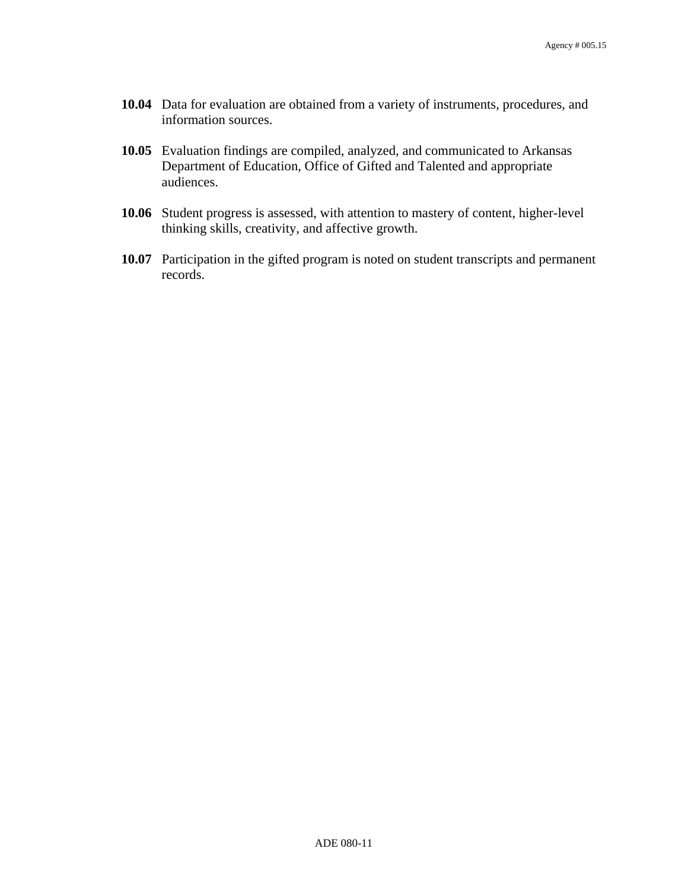**10.04** Data for evaluation are obtained from a variety of instruments, procedures, and information sources.

**10.05** Evaluation findings are compiled, analyzed, and communicated to Arkansas Department of Education, Office of Gifted and Talented and appropriate audiences.

**10.06** Student progress is assessed, with attention to mastery of content, higher-level thinking skills, creativity, and affective growth.

**10.07** Participation in the gifted program is noted on student transcripts and permanent records.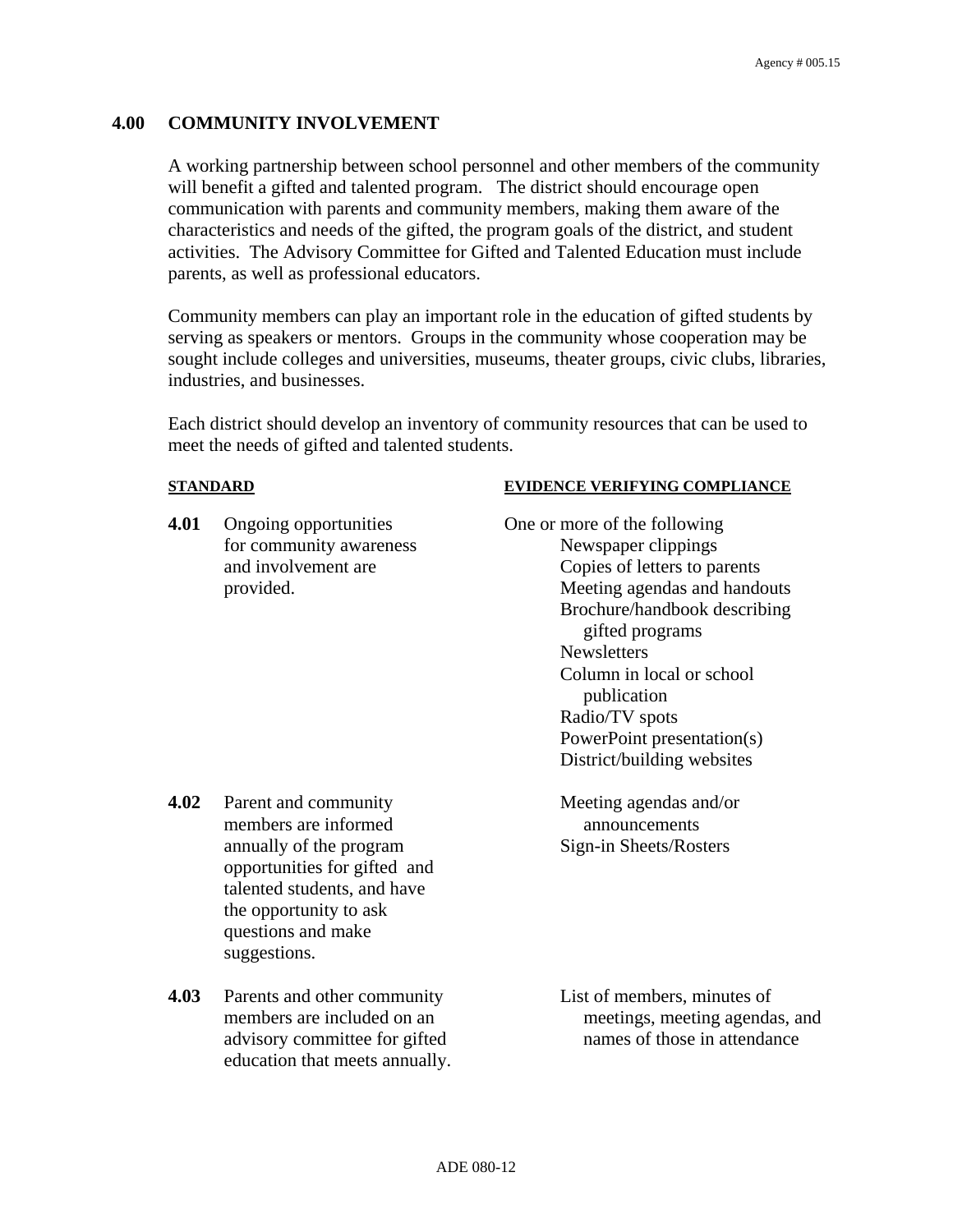## 4.00 COMMUNITY INVOLVEMENT

A working partnership between school personnel and other members of the community will benefit a gifted and talented program. The district should encourage open communication with parents and community members, making them aware of the characteristics and needs of the gifted, the program goals of the district, and student activities. The Advisory Committee for Gifted and Talented Education must include parents, as well as professional educators.

Community members can play an important role in the education of gifted students by serving as speakers or mentors. Groups in the community whose cooperation may be sought include colleges and universities, museums, theater groups, civic clubs, libraries, industries, and businesses.

Each district should develop an inventory of community resources that can be used to meet the needs of gifted and talented students.

| STANDARD | EVIDENCE VERIFYING COMPLIANCE |
|---|---|
| **4.01** Ongoing opportunities for community awareness and involvement are provided. | One or more of the following<br>Newspaper clippings<br>Copies of letters to parents<br>Meeting agendas and handouts<br>Brochure/handbook describing gifted programs<br>Newsletters<br>Column in local or school publication<br>Radio/TV spots<br>PowerPoint presentation(s)<br>District/building websites |
| **4.02** Parent and community members are informed annually of the program opportunities for gifted and talented students, and have the opportunity to ask questions and make suggestions. | Meeting agendas and/or announcements<br>Sign-in Sheets/Rosters |
| **4.03** Parents and other community members are included on an advisory committee for gifted education that meets annually. | List of members, minutes of meetings, meeting agendas, and names of those in attendance |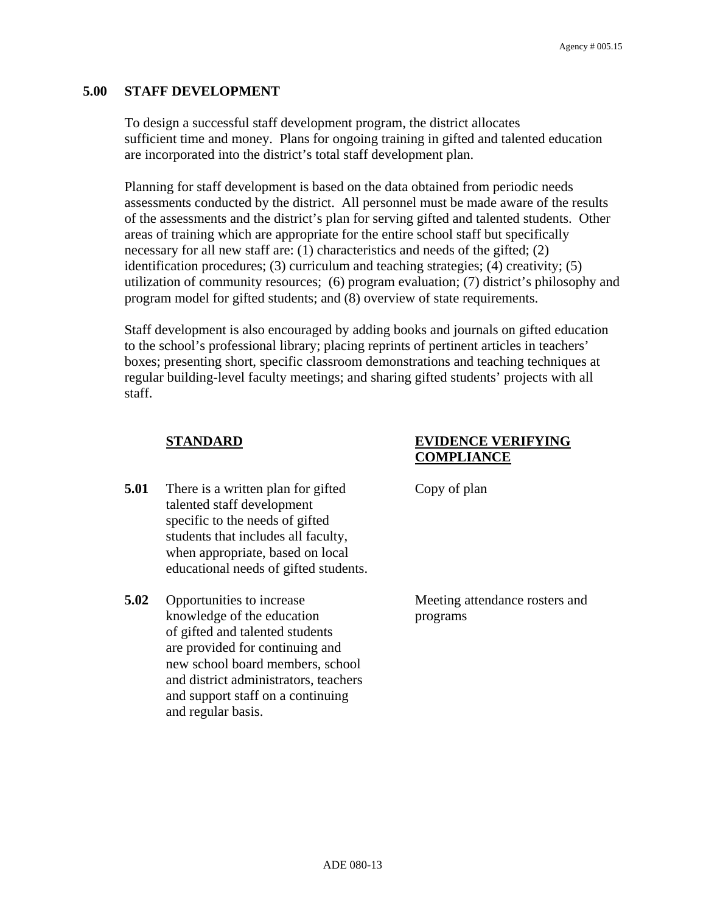## 5.00 STAFF DEVELOPMENT

To design a successful staff development program, the district allocates sufficient time and money. Plans for ongoing training in gifted and talented education are incorporated into the district's total staff development plan.

Planning for staff development is based on the data obtained from periodic needs assessments conducted by the district. All personnel must be made aware of the results of the assessments and the district's plan for serving gifted and talented students. Other areas of training which are appropriate for the entire school staff but specifically necessary for all new staff are: (1) characteristics and needs of the gifted; (2) identification procedures; (3) curriculum and teaching strategies; (4) creativity; (5) utilization of community resources; (6) program evaluation; (7) district's philosophy and program model for gifted students; and (8) overview of state requirements.

Staff development is also encouraged by adding books and journals on gifted education to the school's professional library; placing reprints of pertinent articles in teachers' boxes; presenting short, specific classroom demonstrations and teaching techniques at regular building-level faculty meetings; and sharing gifted students' projects with all staff.

| | STANDARD | EVIDENCE VERIFYING COMPLIANCE |
|---|---|---|
| **5.01** | There is a written plan for gifted talented staff development specific to the needs of gifted students that includes all faculty, when appropriate, based on local educational needs of gifted students. | Copy of plan |
| **5.02** | Opportunities to increase knowledge of the education of gifted and talented students are provided for continuing and new school board members, school and district administrators, teachers and support staff on a continuing and regular basis. | Meeting attendance rosters and programs |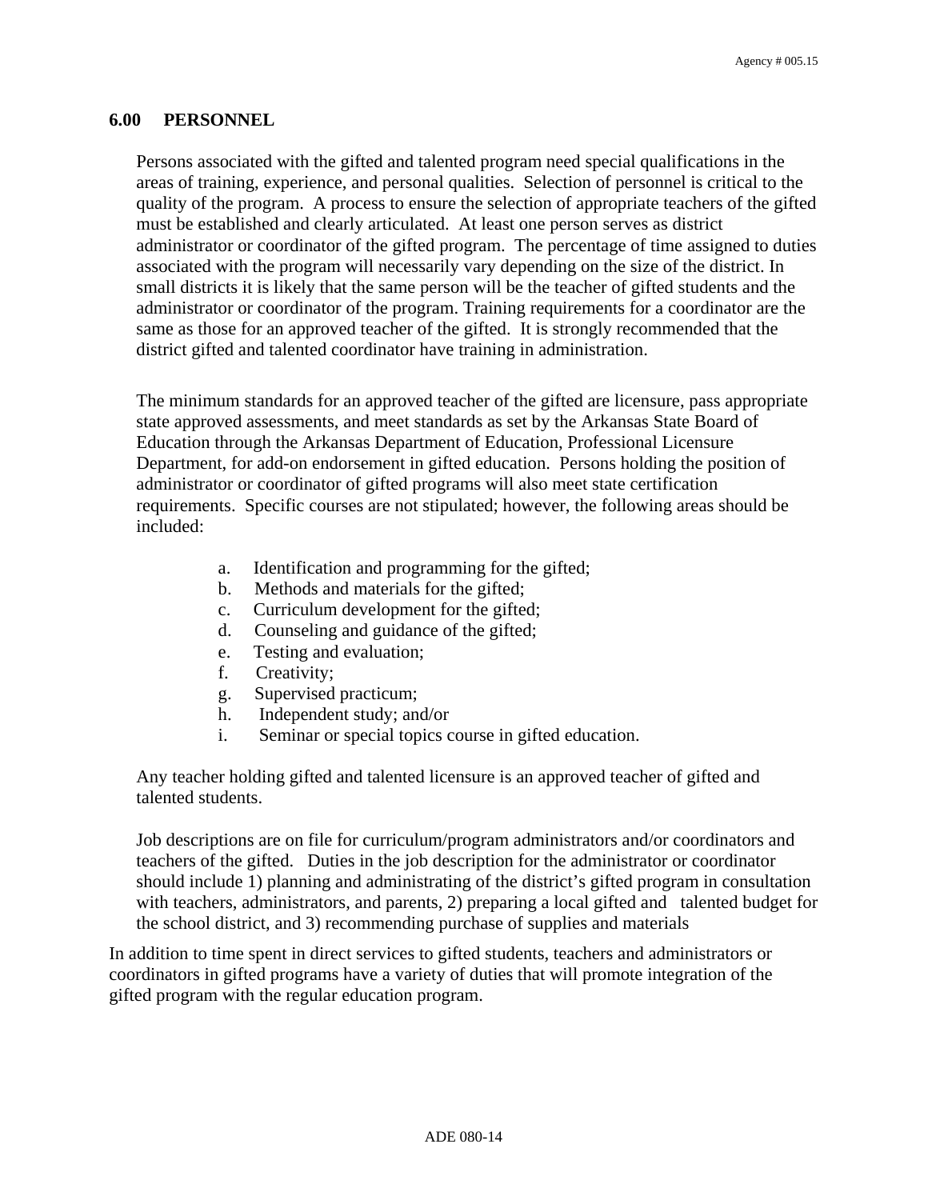## 6.00 PERSONNEL

Persons associated with the gifted and talented program need special qualifications in the areas of training, experience, and personal qualities. Selection of personnel is critical to the quality of the program. A process to ensure the selection of appropriate teachers of the gifted must be established and clearly articulated. At least one person serves as district administrator or coordinator of the gifted program. The percentage of time assigned to duties associated with the program will necessarily vary depending on the size of the district. In small districts it is likely that the same person will be the teacher of gifted students and the administrator or coordinator of the program. Training requirements for a coordinator are the same as those for an approved teacher of the gifted. It is strongly recommended that the district gifted and talented coordinator have training in administration.

The minimum standards for an approved teacher of the gifted are licensure, pass appropriate state approved assessments, and meet standards as set by the Arkansas State Board of Education through the Arkansas Department of Education, Professional Licensure Department, for add-on endorsement in gifted education. Persons holding the position of administrator or coordinator of gifted programs will also meet state certification requirements. Specific courses are not stipulated; however, the following areas should be included:

a. Identification and programming for the gifted;
b. Methods and materials for the gifted;
c. Curriculum development for the gifted;
d. Counseling and guidance of the gifted;
e. Testing and evaluation;
f. Creativity;
g. Supervised practicum;
h. Independent study; and/or
i. Seminar or special topics course in gifted education.

Any teacher holding gifted and talented licensure is an approved teacher of gifted and talented students.

Job descriptions are on file for curriculum/program administrators and/or coordinators and teachers of the gifted. Duties in the job description for the administrator or coordinator should include 1) planning and administrating of the district's gifted program in consultation with teachers, administrators, and parents, 2) preparing a local gifted and talented budget for the school district, and 3) recommending purchase of supplies and materials

In addition to time spent in direct services to gifted students, teachers and administrators or coordinators in gifted programs have a variety of duties that will promote integration of the gifted program with the regular education program.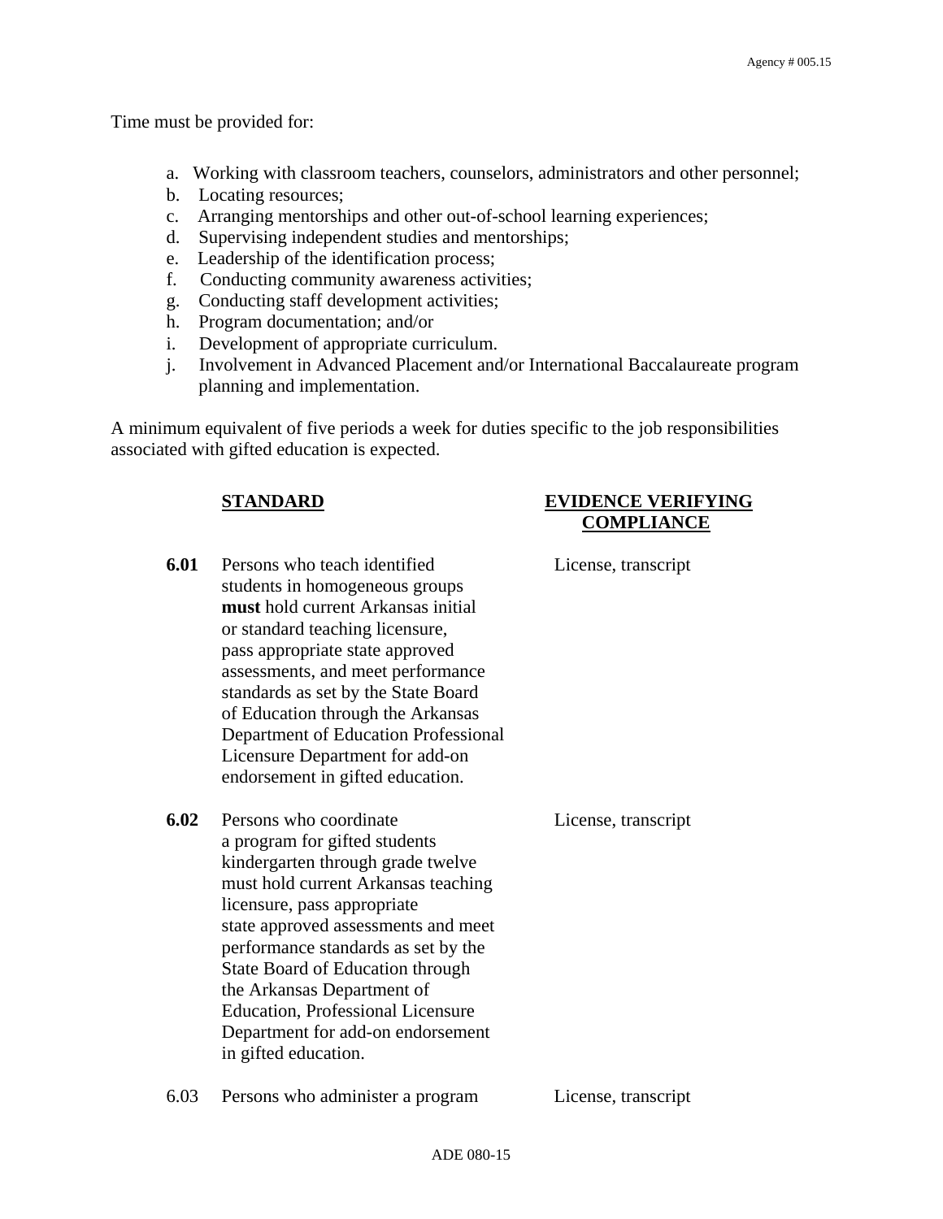Time must be provided for:

a. Working with classroom teachers, counselors, administrators and other personnel;
b. Locating resources;
c. Arranging mentorships and other out-of-school learning experiences;
d. Supervising independent studies and mentorships;
e. Leadership of the identification process;
f. Conducting community awareness activities;
g. Conducting staff development activities;
h. Program documentation; and/or
i. Development of appropriate curriculum.
j. Involvement in Advanced Placement and/or International Baccalaureate program planning and implementation.

A minimum equivalent of five periods a week for duties specific to the job responsibilities associated with gifted education is expected.

| | STANDARD | EVIDENCE VERIFYING COMPLIANCE |
|---|---|---|
| **6.01** | Persons who teach identified students in homogeneous groups **must** hold current Arkansas initial or standard teaching licensure, pass appropriate state approved assessments, and meet performance standards as set by the State Board of Education through the Arkansas Department of Education Professional Licensure Department for add-on endorsement in gifted education. | License, transcript |
| **6.02** | Persons who coordinate a program for gifted students kindergarten through grade twelve must hold current Arkansas teaching licensure, pass appropriate state approved assessments and meet performance standards as set by the State Board of Education through the Arkansas Department of Education, Professional Licensure Department for add-on endorsement in gifted education. | License, transcript |
| 6.03 | Persons who administer a program | License, transcript |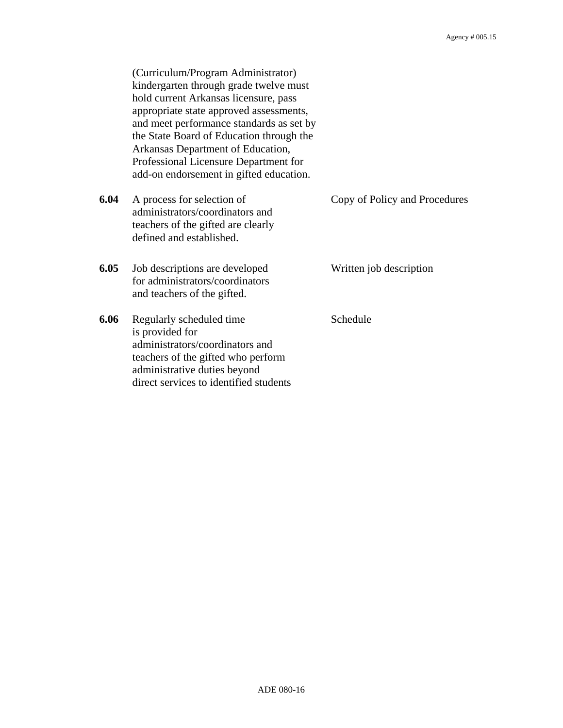| | | |
|---|---|---|
| | (Curriculum/Program Administrator) kindergarten through grade twelve must hold current Arkansas licensure, pass appropriate state approved assessments, and meet performance standards as set by the State Board of Education through the Arkansas Department of Education, Professional Licensure Department for add-on endorsement in gifted education. | |
| **6.04** | A process for selection of administrators/coordinators and teachers of the gifted are clearly defined and established. | Copy of Policy and Procedures |
| **6.05** | Job descriptions are developed for administrators/coordinators and teachers of the gifted. | Written job description |
| **6.06** | Regularly scheduled time is provided for administrators/coordinators and teachers of the gifted who perform administrative duties beyond direct services to identified students | Schedule |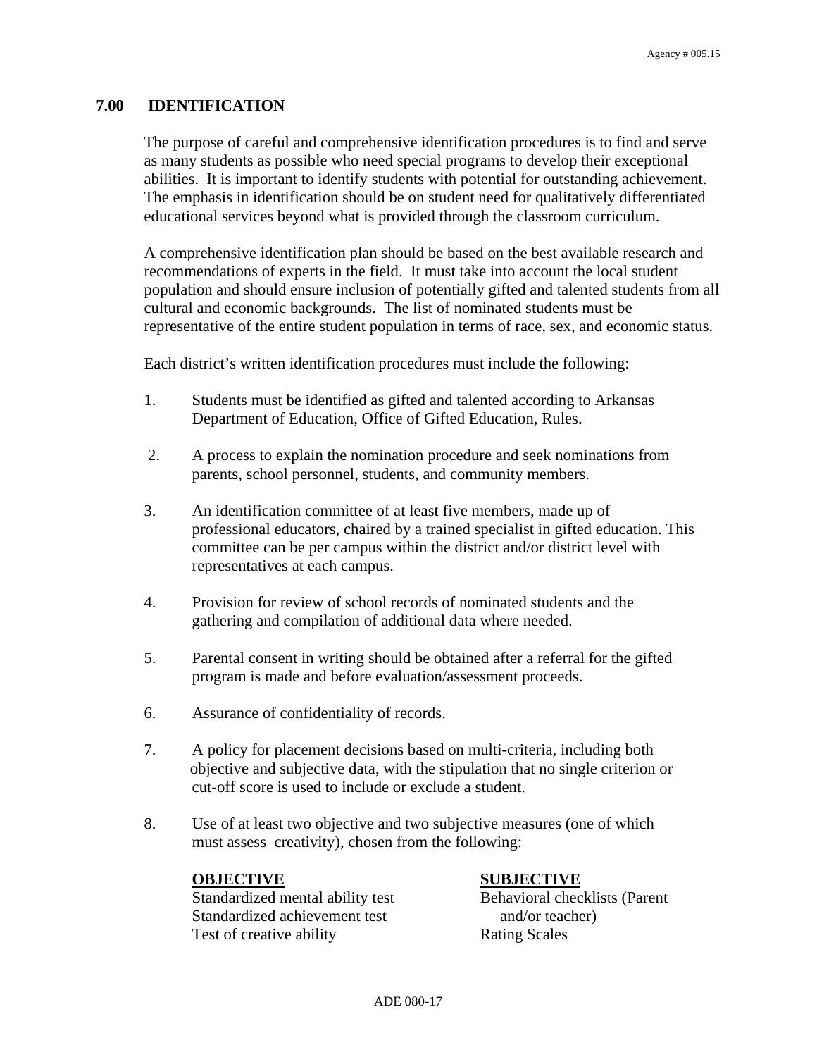## 7.00 IDENTIFICATION

The purpose of careful and comprehensive identification procedures is to find and serve as many students as possible who need special programs to develop their exceptional abilities. It is important to identify students with potential for outstanding achievement. The emphasis in identification should be on student need for qualitatively differentiated educational services beyond what is provided through the classroom curriculum.

A comprehensive identification plan should be based on the best available research and recommendations of experts in the field. It must take into account the local student population and should ensure inclusion of potentially gifted and talented students from all cultural and economic backgrounds. The list of nominated students must be representative of the entire student population in terms of race, sex, and economic status.

Each district's written identification procedures must include the following:

1. Students must be identified as gifted and talented according to Arkansas Department of Education, Office of Gifted Education, Rules.

2. A process to explain the nomination procedure and seek nominations from parents, school personnel, students, and community members.

3. An identification committee of at least five members, made up of professional educators, chaired by a trained specialist in gifted education. This committee can be per campus within the district and/or district level with representatives at each campus.

4. Provision for review of school records of nominated students and the gathering and compilation of additional data where needed.

5. Parental consent in writing should be obtained after a referral for the gifted program is made and before evaluation/assessment proceeds.

6. Assurance of confidentiality of records.

7. A policy for placement decisions based on multi-criteria, including both objective and subjective data, with the stipulation that no single criterion or cut-off score is used to include or exclude a student.

8. Use of at least two objective and two subjective measures (one of which must assess creativity), chosen from the following:

| **OBJECTIVE** | **SUBJECTIVE** |
|---|---|
| Standardized mental ability test | Behavioral checklists (Parent and/or teacher) |
| Standardized achievement test | Rating Scales |
| Test of creative ability | |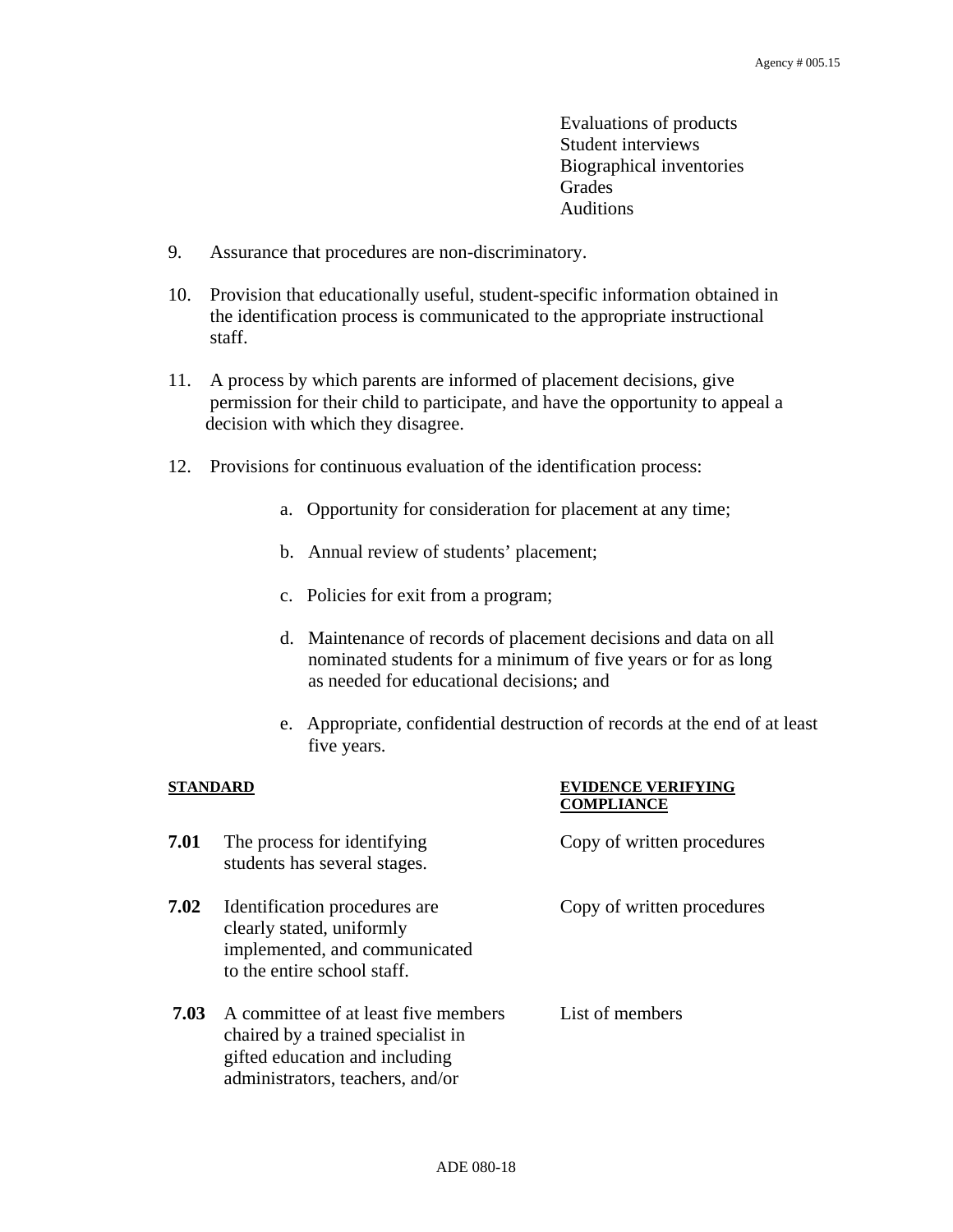Evaluations of products
Student interviews
Biographical inventories
Grades
Auditions

9. Assurance that procedures are non-discriminatory.

10. Provision that educationally useful, student-specific information obtained in the identification process is communicated to the appropriate instructional staff.

11. A process by which parents are informed of placement decisions, give permission for their child to participate, and have the opportunity to appeal a decision with which they disagree.

12. Provisions for continuous evaluation of the identification process:

    a. Opportunity for consideration for placement at any time;

    b. Annual review of students' placement;

    c. Policies for exit from a program;

    d. Maintenance of records of placement decisions and data on all nominated students for a minimum of five years or for as long as needed for educational decisions; and

    e. Appropriate, confidential destruction of records at the end of at least five years.

| STANDARD | | EVIDENCE VERIFYING COMPLIANCE |
|---|---|---|
| **7.01** | The process for identifying students has several stages. | Copy of written procedures |
| **7.02** | Identification procedures are clearly stated, uniformly implemented, and communicated to the entire school staff. | Copy of written procedures |
| **7.03** | A committee of at least five members chaired by a trained specialist in gifted education and including administrators, teachers, and/or | List of members |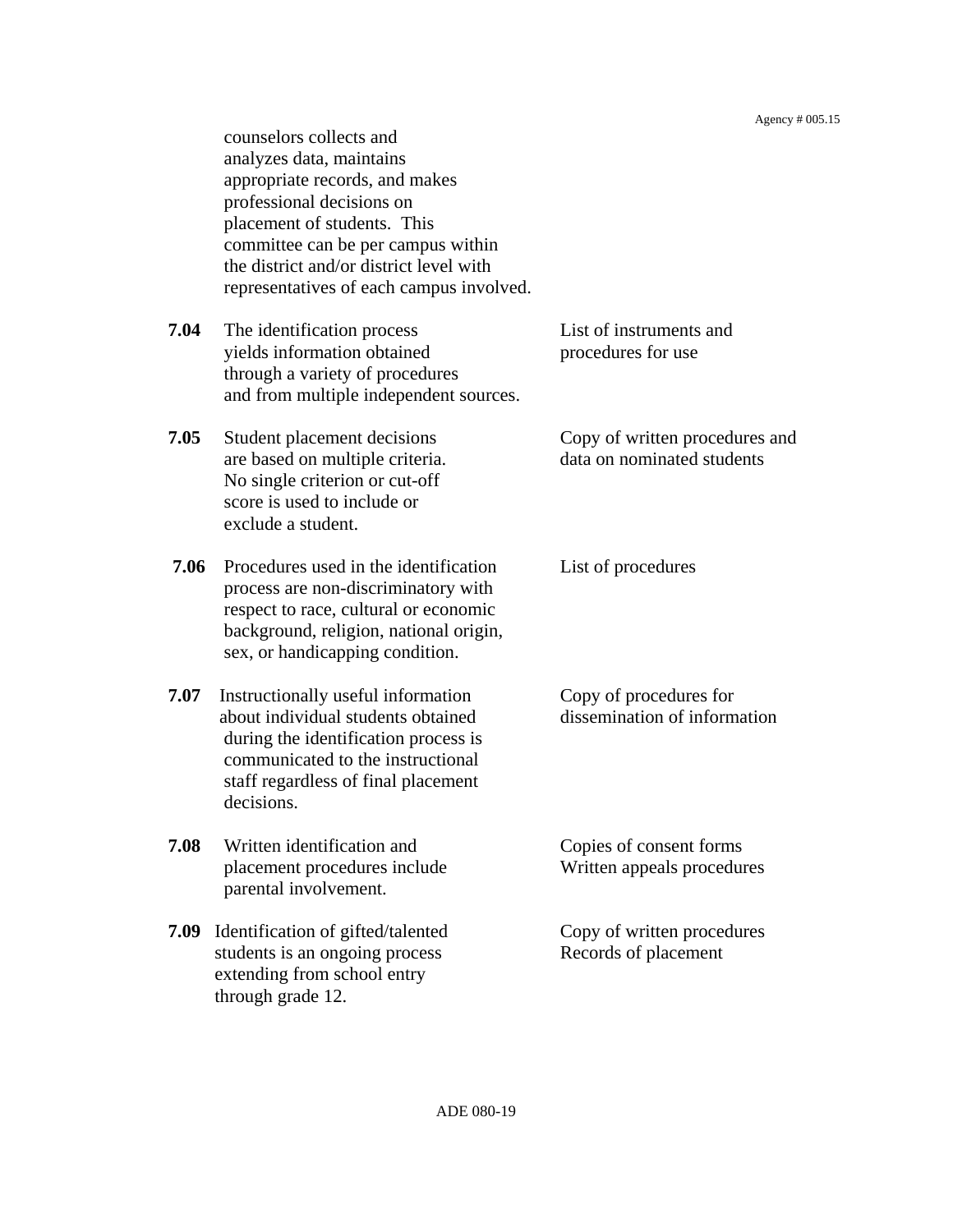| | | |
|---|---|---|
| | counselors collects and analyzes data, maintains appropriate records, and makes professional decisions on placement of students. This committee can be per campus within the district and/or district level with representatives of each campus involved. | |
| **7.04** | The identification process yields information obtained through a variety of procedures and from multiple independent sources. | List of instruments and procedures for use |
| **7.05** | Student placement decisions are based on multiple criteria. No single criterion or cut-off score is used to include or exclude a student. | Copy of written procedures and data on nominated students |
| **7.06** | Procedures used in the identification process are non-discriminatory with respect to race, cultural or economic background, religion, national origin, sex, or handicapping condition. | List of procedures |
| **7.07** | Instructionally useful information about individual students obtained during the identification process is communicated to the instructional staff regardless of final placement decisions. | Copy of procedures for dissemination of information |
| **7.08** | Written identification and placement procedures include parental involvement. | Copies of consent forms<br>Written appeals procedures |
| **7.09** | Identification of gifted/talented students is an ongoing process extending from school entry through grade 12. | Copy of written procedures<br>Records of placement |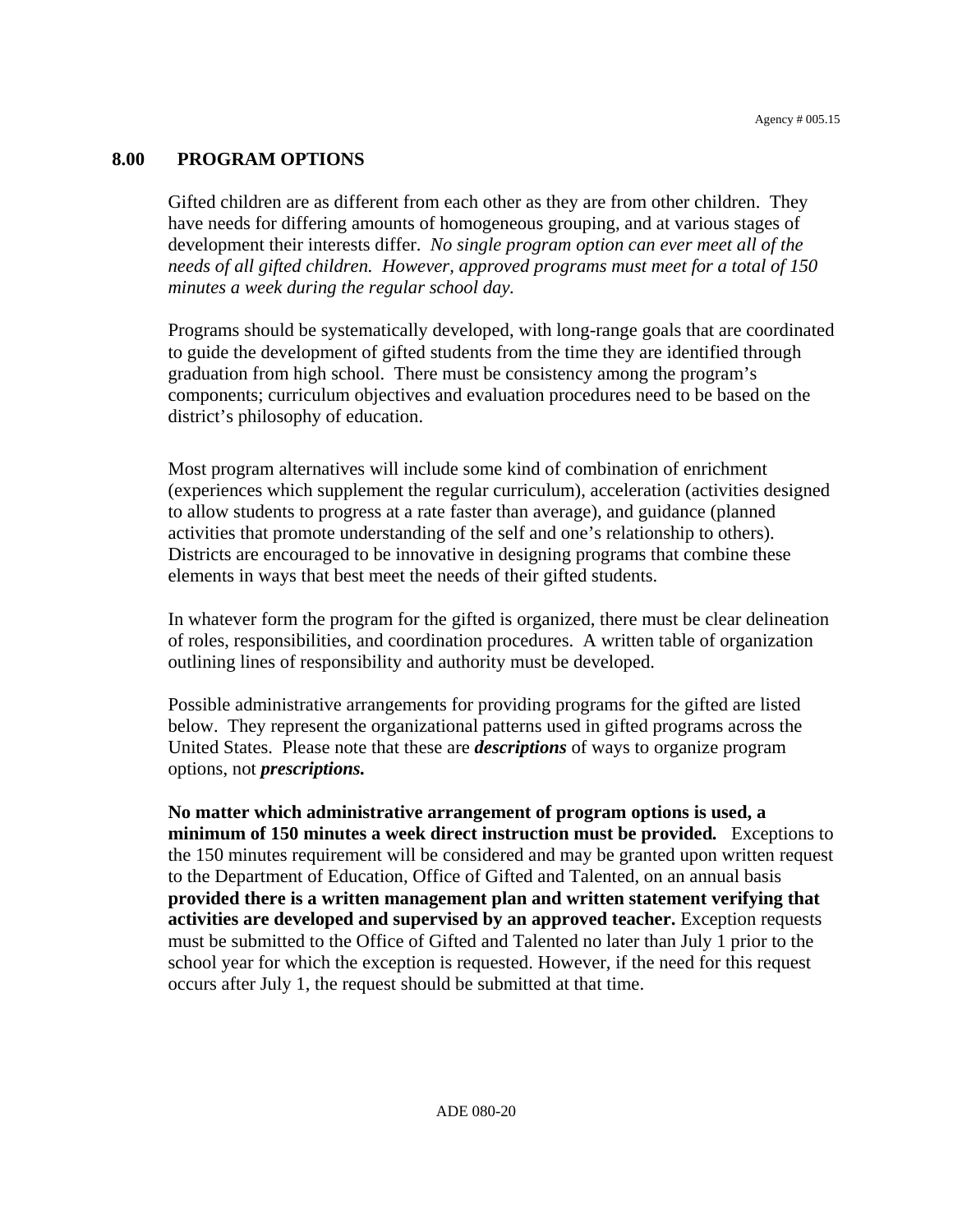## 8.00 PROGRAM OPTIONS

Gifted children are as different from each other as they are from other children. They have needs for differing amounts of homogeneous grouping, and at various stages of development their interests differ. *No single program option can ever meet all of the needs of all gifted children. However, approved programs must meet for a total of 150 minutes a week during the regular school day.*

Programs should be systematically developed, with long-range goals that are coordinated to guide the development of gifted students from the time they are identified through graduation from high school. There must be consistency among the program's components; curriculum objectives and evaluation procedures need to be based on the district's philosophy of education.

Most program alternatives will include some kind of combination of enrichment (experiences which supplement the regular curriculum), acceleration (activities designed to allow students to progress at a rate faster than average), and guidance (planned activities that promote understanding of the self and one's relationship to others). Districts are encouraged to be innovative in designing programs that combine these elements in ways that best meet the needs of their gifted students.

In whatever form the program for the gifted is organized, there must be clear delineation of roles, responsibilities, and coordination procedures. A written table of organization outlining lines of responsibility and authority must be developed.

Possible administrative arrangements for providing programs for the gifted are listed below. They represent the organizational patterns used in gifted programs across the United States. Please note that these are ***descriptions*** of ways to organize program options, not ***prescriptions.***

**No matter which administrative arrangement of program options is used, a minimum of 150 minutes a week direct instruction must be provided.** Exceptions to the 150 minutes requirement will be considered and may be granted upon written request to the Department of Education, Office of Gifted and Talented, on an annual basis **provided there is a written management plan and written statement verifying that activities are developed and supervised by an approved teacher.** Exception requests must be submitted to the Office of Gifted and Talented no later than July 1 prior to the school year for which the exception is requested. However, if the need for this request occurs after July 1, the request should be submitted at that time.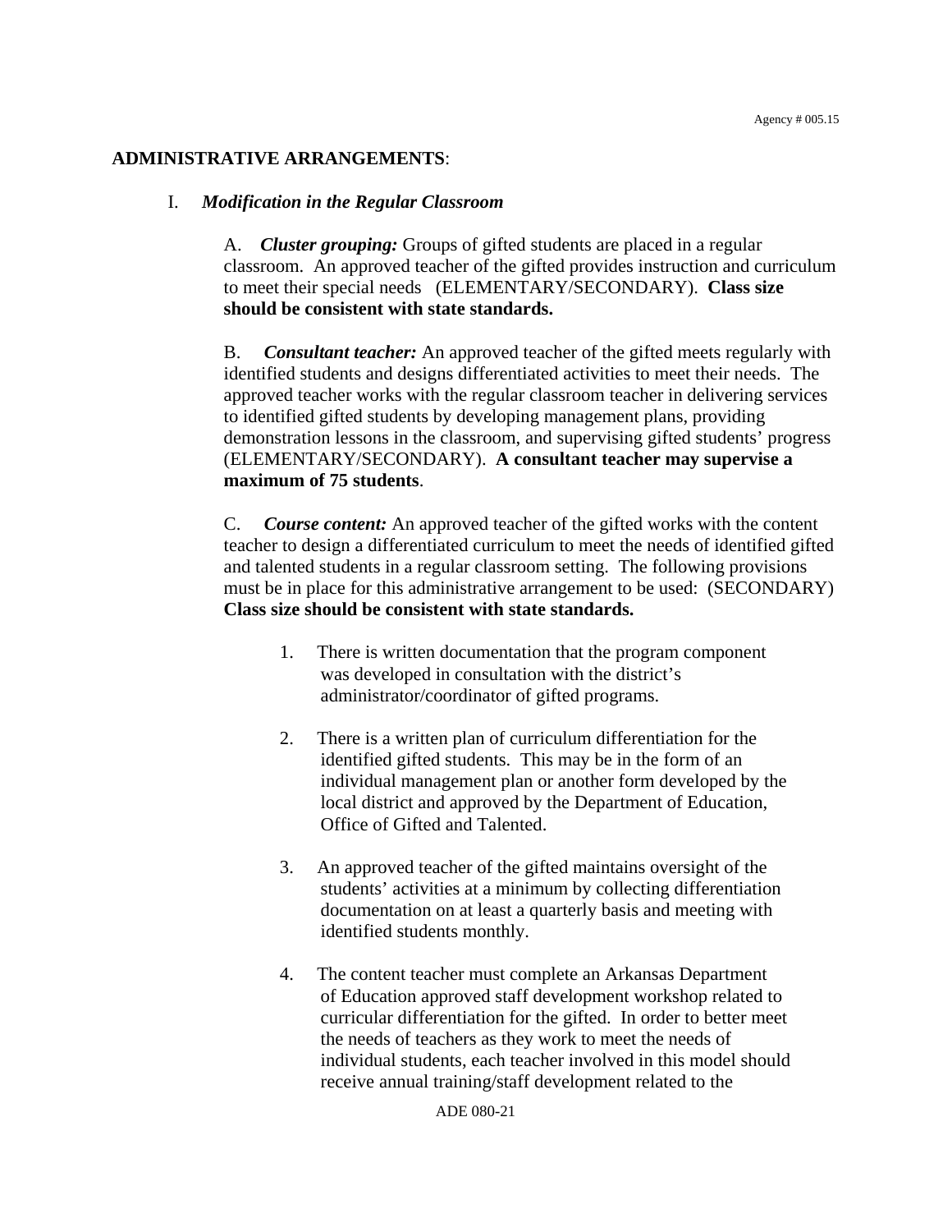**ADMINISTRATIVE ARRANGEMENTS**:

I. ***Modification in the Regular Classroom***

A. ***Cluster grouping:*** Groups of gifted students are placed in a regular classroom. An approved teacher of the gifted provides instruction and curriculum to meet their special needs (ELEMENTARY/SECONDARY). **Class size should be consistent with state standards.**

B. ***Consultant teacher:*** An approved teacher of the gifted meets regularly with identified students and designs differentiated activities to meet their needs. The approved teacher works with the regular classroom teacher in delivering services to identified gifted students by developing management plans, providing demonstration lessons in the classroom, and supervising gifted students' progress (ELEMENTARY/SECONDARY). **A consultant teacher may supervise a maximum of 75 students**.

C. ***Course content:*** An approved teacher of the gifted works with the content teacher to design a differentiated curriculum to meet the needs of identified gifted and talented students in a regular classroom setting. The following provisions must be in place for this administrative arrangement to be used: (SECONDARY) **Class size should be consistent with state standards.**

1. There is written documentation that the program component was developed in consultation with the district's administrator/coordinator of gifted programs.

2. There is a written plan of curriculum differentiation for the identified gifted students. This may be in the form of an individual management plan or another form developed by the local district and approved by the Department of Education, Office of Gifted and Talented.

3. An approved teacher of the gifted maintains oversight of the students' activities at a minimum by collecting differentiation documentation on at least a quarterly basis and meeting with identified students monthly.

4. The content teacher must complete an Arkansas Department of Education approved staff development workshop related to curricular differentiation for the gifted. In order to better meet the needs of teachers as they work to meet the needs of individual students, each teacher involved in this model should receive annual training/staff development related to the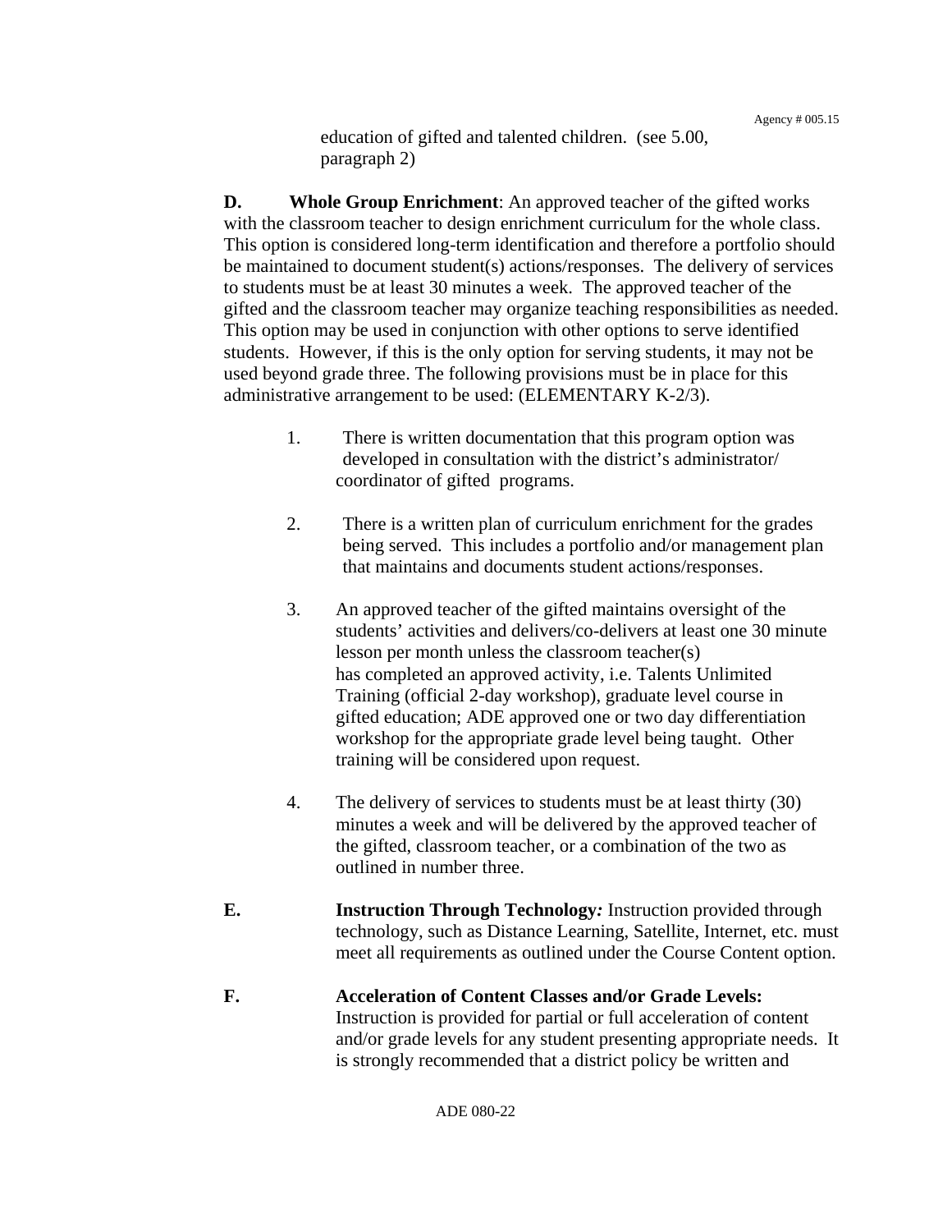education of gifted and talented children. (see 5.00, paragraph 2)

**D. Whole Group Enrichment**: An approved teacher of the gifted works with the classroom teacher to design enrichment curriculum for the whole class. This option is considered long-term identification and therefore a portfolio should be maintained to document student(s) actions/responses. The delivery of services to students must be at least 30 minutes a week. The approved teacher of the gifted and the classroom teacher may organize teaching responsibilities as needed. This option may be used in conjunction with other options to serve identified students. However, if this is the only option for serving students, it may not be used beyond grade three. The following provisions must be in place for this administrative arrangement to be used: (ELEMENTARY K-2/3).

1. There is written documentation that this program option was developed in consultation with the district's administrator/ coordinator of gifted programs.

2. There is a written plan of curriculum enrichment for the grades being served. This includes a portfolio and/or management plan that maintains and documents student actions/responses.

3. An approved teacher of the gifted maintains oversight of the students' activities and delivers/co-delivers at least one 30 minute lesson per month unless the classroom teacher(s) has completed an approved activity, i.e. Talents Unlimited Training (official 2-day workshop), graduate level course in gifted education; ADE approved one or two day differentiation workshop for the appropriate grade level being taught. Other training will be considered upon request.

4. The delivery of services to students must be at least thirty (30) minutes a week and will be delivered by the approved teacher of the gifted, classroom teacher, or a combination of the two as outlined in number three.

**E. Instruction Through Technology*:*** Instruction provided through technology, such as Distance Learning, Satellite, Internet, etc. must meet all requirements as outlined under the Course Content option.

**F. Acceleration of Content Classes and/or Grade Levels:** Instruction is provided for partial or full acceleration of content and/or grade levels for any student presenting appropriate needs. It is strongly recommended that a district policy be written and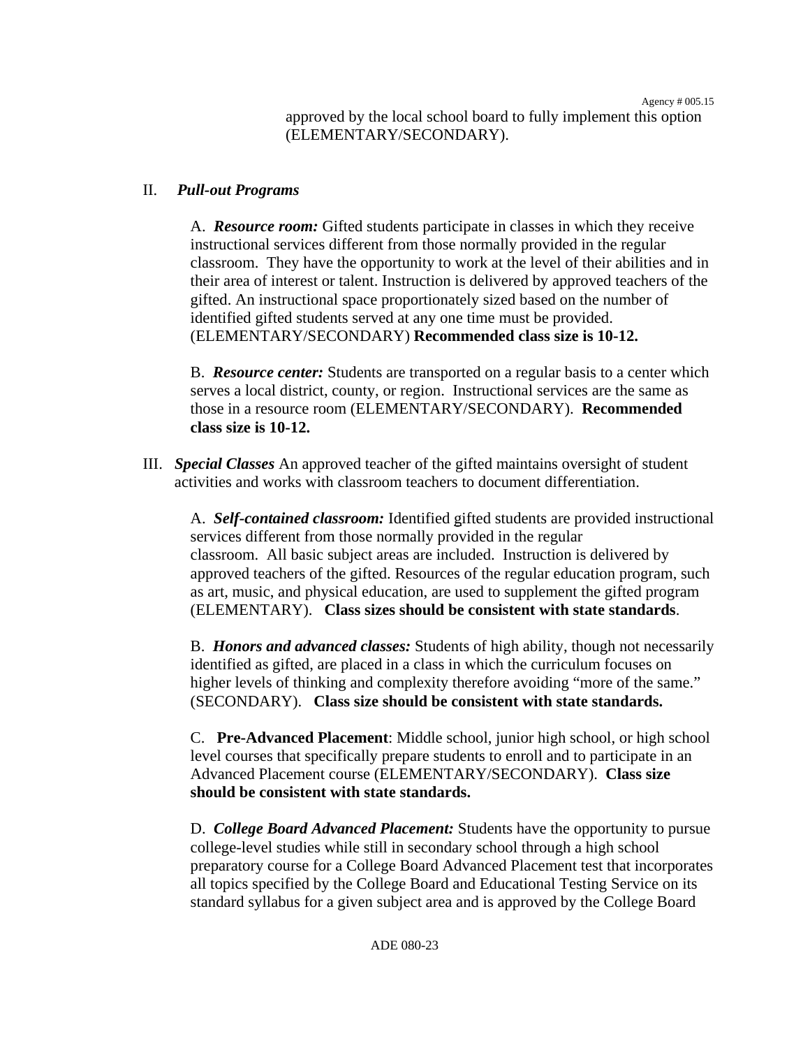approved by the local school board to fully implement this option (ELEMENTARY/SECONDARY).

II. ***Pull-out Programs***

A. ***Resource room:*** Gifted students participate in classes in which they receive instructional services different from those normally provided in the regular classroom. They have the opportunity to work at the level of their abilities and in their area of interest or talent. Instruction is delivered by approved teachers of the gifted. An instructional space proportionately sized based on the number of identified gifted students served at any one time must be provided. (ELEMENTARY/SECONDARY) **Recommended class size is 10-12.**

B. ***Resource center:*** Students are transported on a regular basis to a center which serves a local district, county, or region. Instructional services are the same as those in a resource room (ELEMENTARY/SECONDARY). **Recommended class size is 10-12.**

III. ***Special Classes*** An approved teacher of the gifted maintains oversight of student activities and works with classroom teachers to document differentiation.

A. ***Self-contained classroom:*** Identified gifted students are provided instructional services different from those normally provided in the regular classroom. All basic subject areas are included. Instruction is delivered by approved teachers of the gifted. Resources of the regular education program, such as art, music, and physical education, are used to supplement the gifted program (ELEMENTARY). **Class sizes should be consistent with state standards**.

B. ***Honors and advanced classes:*** Students of high ability, though not necessarily identified as gifted, are placed in a class in which the curriculum focuses on higher levels of thinking and complexity therefore avoiding "more of the same." (SECONDARY). **Class size should be consistent with state standards.**

C. **Pre-Advanced Placement**: Middle school, junior high school, or high school level courses that specifically prepare students to enroll and to participate in an Advanced Placement course (ELEMENTARY/SECONDARY). **Class size should be consistent with state standards.**

D. ***College Board Advanced Placement:*** Students have the opportunity to pursue college-level studies while still in secondary school through a high school preparatory course for a College Board Advanced Placement test that incorporates all topics specified by the College Board and Educational Testing Service on its standard syllabus for a given subject area and is approved by the College Board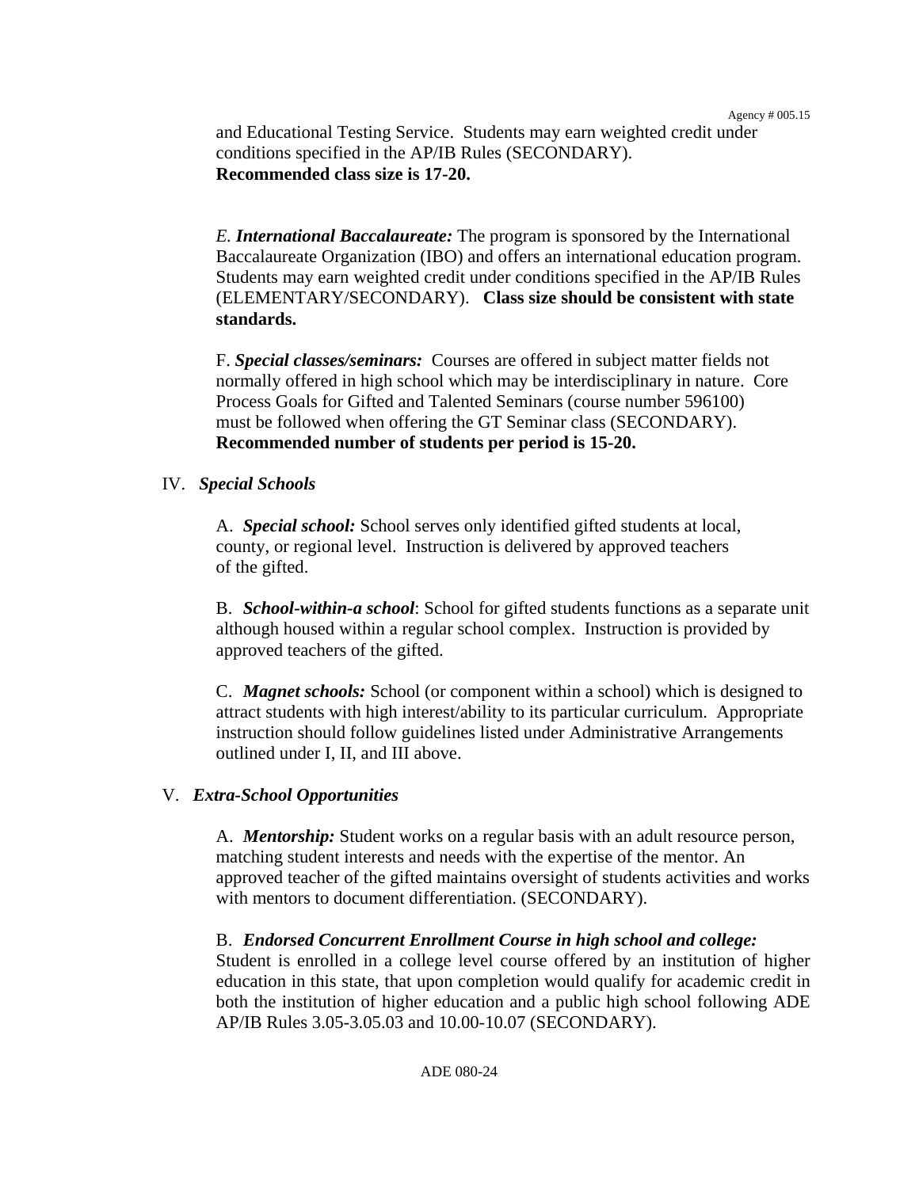and Educational Testing Service. Students may earn weighted credit under conditions specified in the AP/IB Rules (SECONDARY).
**Recommended class size is 17-20.**

*E.* ***International Baccalaureate:*** The program is sponsored by the International Baccalaureate Organization (IBO) and offers an international education program. Students may earn weighted credit under conditions specified in the AP/IB Rules (ELEMENTARY/SECONDARY). **Class size should be consistent with state standards.**

F. ***Special classes/seminars:*** Courses are offered in subject matter fields not normally offered in high school which may be interdisciplinary in nature. Core Process Goals for Gifted and Talented Seminars (course number 596100) must be followed when offering the GT Seminar class (SECONDARY).
**Recommended number of students per period is 15-20.**

IV. ***Special Schools***

A. ***Special school:*** School serves only identified gifted students at local, county, or regional level. Instruction is delivered by approved teachers of the gifted.

B. ***School-within-a school***: School for gifted students functions as a separate unit although housed within a regular school complex. Instruction is provided by approved teachers of the gifted.

C. ***Magnet schools:*** School (or component within a school) which is designed to attract students with high interest/ability to its particular curriculum. Appropriate instruction should follow guidelines listed under Administrative Arrangements outlined under I, II, and III above.

V. ***Extra-School Opportunities***

A. ***Mentorship:*** Student works on a regular basis with an adult resource person, matching student interests and needs with the expertise of the mentor. An approved teacher of the gifted maintains oversight of students activities and works with mentors to document differentiation. (SECONDARY).

B. ***Endorsed Concurrent Enrollment Course in high school and college:*** Student is enrolled in a college level course offered by an institution of higher education in this state, that upon completion would qualify for academic credit in both the institution of higher education and a public high school following ADE AP/IB Rules 3.05-3.05.03 and 10.00-10.07 (SECONDARY).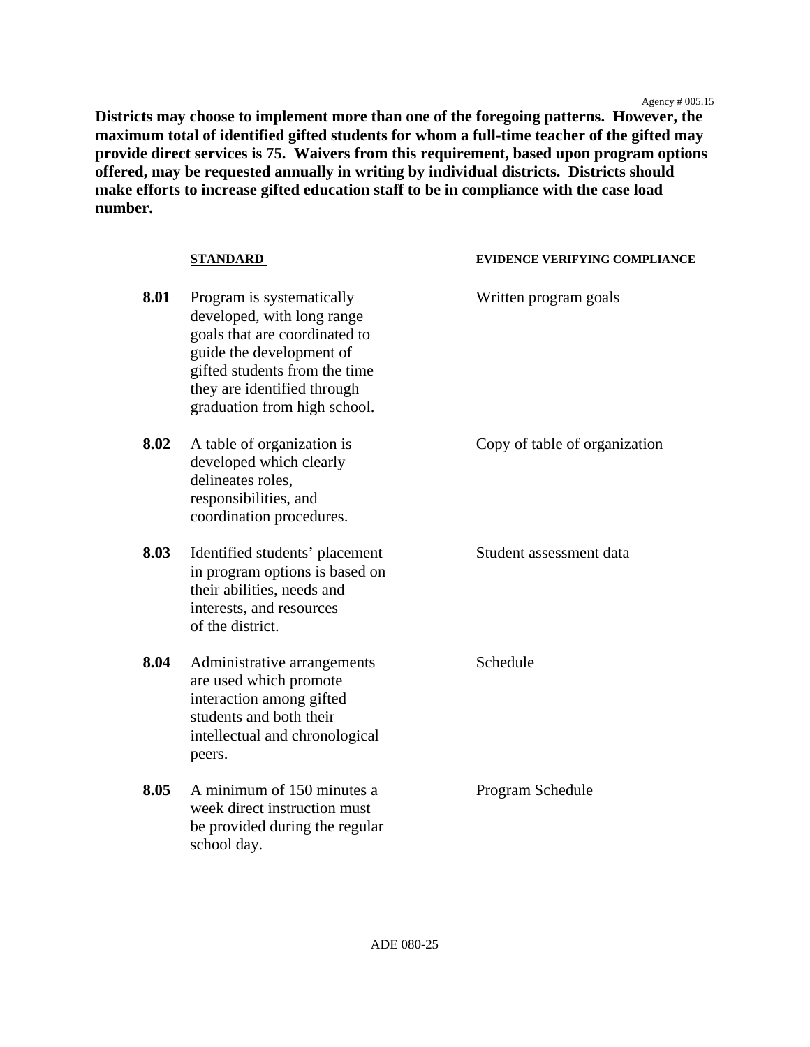**Districts may choose to implement more than one of the foregoing patterns. However, the maximum total of identified gifted students for whom a full-time teacher of the gifted may provide direct services is 75. Waivers from this requirement, based upon program options offered, may be requested annually in writing by individual districts. Districts should make efforts to increase gifted education staff to be in compliance with the case load number.**

| | STANDARD | EVIDENCE VERIFYING COMPLIANCE |
|---|---|---|
| **8.01** | Program is systematically developed, with long range goals that are coordinated to guide the development of gifted students from the time they are identified through graduation from high school. | Written program goals |
| **8.02** | A table of organization is developed which clearly delineates roles, responsibilities, and coordination procedures. | Copy of table of organization |
| **8.03** | Identified students' placement in program options is based on their abilities, needs and interests, and resources of the district. | Student assessment data |
| **8.04** | Administrative arrangements are used which promote interaction among gifted students and both their intellectual and chronological peers. | Schedule |
| **8.05** | A minimum of 150 minutes a week direct instruction must be provided during the regular school day. | Program Schedule |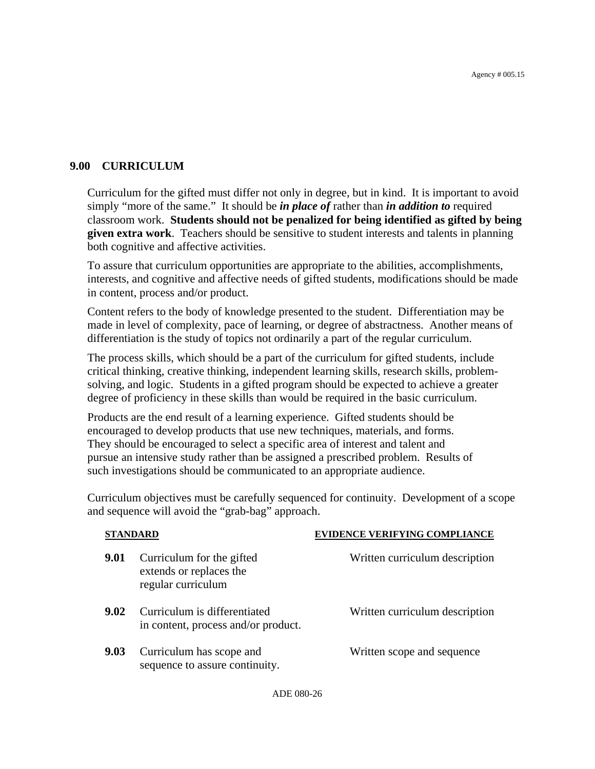## 9.00 CURRICULUM

Curriculum for the gifted must differ not only in degree, but in kind. It is important to avoid simply "more of the same." It should be ***in place of*** rather than ***in addition to*** required classroom work. **Students should not be penalized for being identified as gifted by being given extra work**. Teachers should be sensitive to student interests and talents in planning both cognitive and affective activities.

To assure that curriculum opportunities are appropriate to the abilities, accomplishments, interests, and cognitive and affective needs of gifted students, modifications should be made in content, process and/or product.

Content refers to the body of knowledge presented to the student. Differentiation may be made in level of complexity, pace of learning, or degree of abstractness. Another means of differentiation is the study of topics not ordinarily a part of the regular curriculum.

The process skills, which should be a part of the curriculum for gifted students, include critical thinking, creative thinking, independent learning skills, research skills, problem-solving, and logic. Students in a gifted program should be expected to achieve a greater degree of proficiency in these skills than would be required in the basic curriculum.

Products are the end result of a learning experience. Gifted students should be encouraged to develop products that use new techniques, materials, and forms. They should be encouraged to select a specific area of interest and talent and pursue an intensive study rather than be assigned a prescribed problem. Results of such investigations should be communicated to an appropriate audience.

Curriculum objectives must be carefully sequenced for continuity. Development of a scope and sequence will avoid the "grab-bag" approach.

| | STANDARD | EVIDENCE VERIFYING COMPLIANCE |
|---|---|---|
| **9.01** | Curriculum for the gifted extends or replaces the regular curriculum | Written curriculum description |
| **9.02** | Curriculum is differentiated in content, process and/or product. | Written curriculum description |
| **9.03** | Curriculum has scope and sequence to assure continuity. | Written scope and sequence |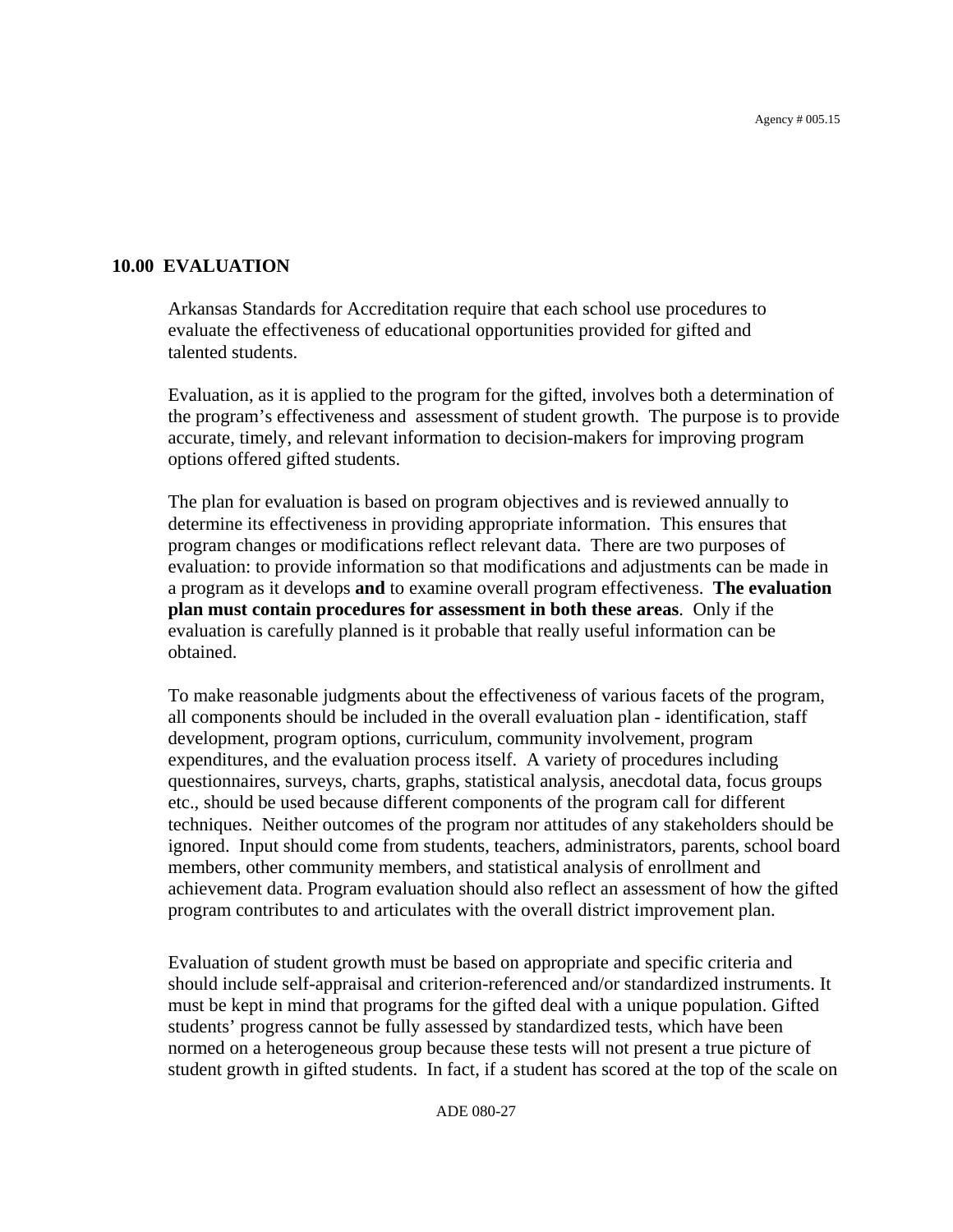## 10.00 EVALUATION

Arkansas Standards for Accreditation require that each school use procedures to evaluate the effectiveness of educational opportunities provided for gifted and talented students.

Evaluation, as it is applied to the program for the gifted, involves both a determination of the program's effectiveness and assessment of student growth. The purpose is to provide accurate, timely, and relevant information to decision-makers for improving program options offered gifted students.

The plan for evaluation is based on program objectives and is reviewed annually to determine its effectiveness in providing appropriate information. This ensures that program changes or modifications reflect relevant data. There are two purposes of evaluation: to provide information so that modifications and adjustments can be made in a program as it develops **and** to examine overall program effectiveness. **The evaluation plan must contain procedures for assessment in both these areas**. Only if the evaluation is carefully planned is it probable that really useful information can be obtained.

To make reasonable judgments about the effectiveness of various facets of the program, all components should be included in the overall evaluation plan - identification, staff development, program options, curriculum, community involvement, program expenditures, and the evaluation process itself. A variety of procedures including questionnaires, surveys, charts, graphs, statistical analysis, anecdotal data, focus groups etc., should be used because different components of the program call for different techniques. Neither outcomes of the program nor attitudes of any stakeholders should be ignored. Input should come from students, teachers, administrators, parents, school board members, other community members, and statistical analysis of enrollment and achievement data. Program evaluation should also reflect an assessment of how the gifted program contributes to and articulates with the overall district improvement plan.

Evaluation of student growth must be based on appropriate and specific criteria and should include self-appraisal and criterion-referenced and/or standardized instruments. It must be kept in mind that programs for the gifted deal with a unique population. Gifted students' progress cannot be fully assessed by standardized tests, which have been normed on a heterogeneous group because these tests will not present a true picture of student growth in gifted students. In fact, if a student has scored at the top of the scale on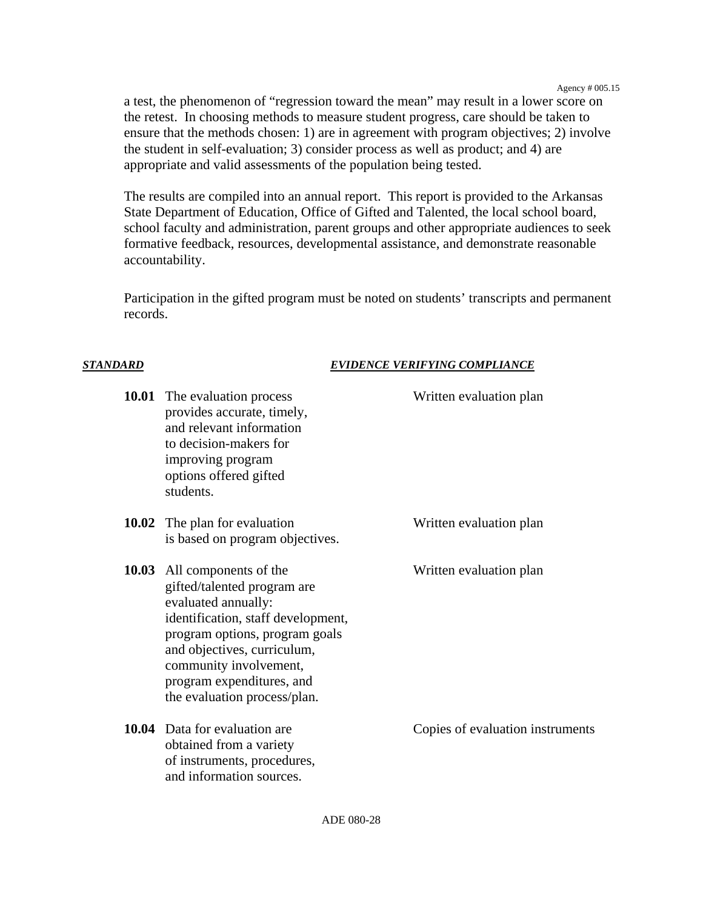a test, the phenomenon of "regression toward the mean" may result in a lower score on the retest. In choosing methods to measure student progress, care should be taken to ensure that the methods chosen: 1) are in agreement with program objectives; 2) involve the student in self-evaluation; 3) consider process as well as product; and 4) are appropriate and valid assessments of the population being tested.

The results are compiled into an annual report. This report is provided to the Arkansas State Department of Education, Office of Gifted and Talented, the local school board, school faculty and administration, parent groups and other appropriate audiences to seek formative feedback, resources, developmental assistance, and demonstrate reasonable accountability.

Participation in the gifted program must be noted on students' transcripts and permanent records.

| ***STANDARD*** | | ***EVIDENCE VERIFYING COMPLIANCE*** |
|---|---|---|
| **10.01** | The evaluation process provides accurate, timely, and relevant information to decision-makers for improving program options offered gifted students. | Written evaluation plan |
| **10.02** | The plan for evaluation is based on program objectives. | Written evaluation plan |
| **10.03** | All components of the gifted/talented program are evaluated annually: identification, staff development, program options, program goals and objectives, curriculum, community involvement, program expenditures, and the evaluation process/plan. | Written evaluation plan |
| **10.04** | Data for evaluation are obtained from a variety of instruments, procedures, and information sources. | Copies of evaluation instruments |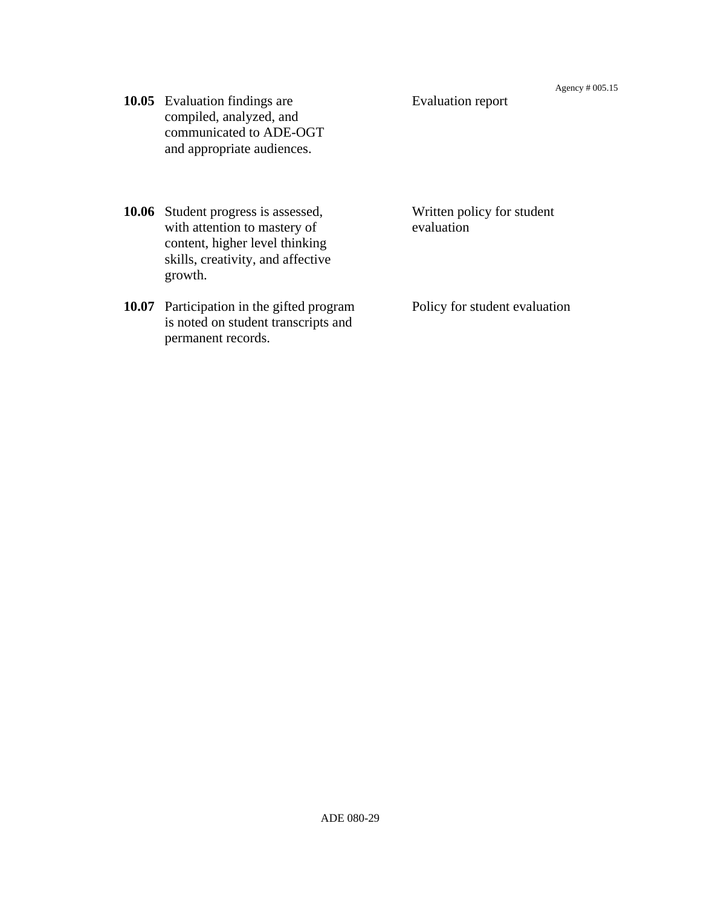| | | |
|---|---|---|
| **10.05** | Evaluation findings are compiled, analyzed, and communicated to ADE-OGT and appropriate audiences. | Evaluation report |
| **10.06** | Student progress is assessed, with attention to mastery of content, higher level thinking skills, creativity, and affective growth. | Written policy for student evaluation |
| **10.07** | Participation in the gifted program is noted on student transcripts and permanent records. | Policy for student evaluation |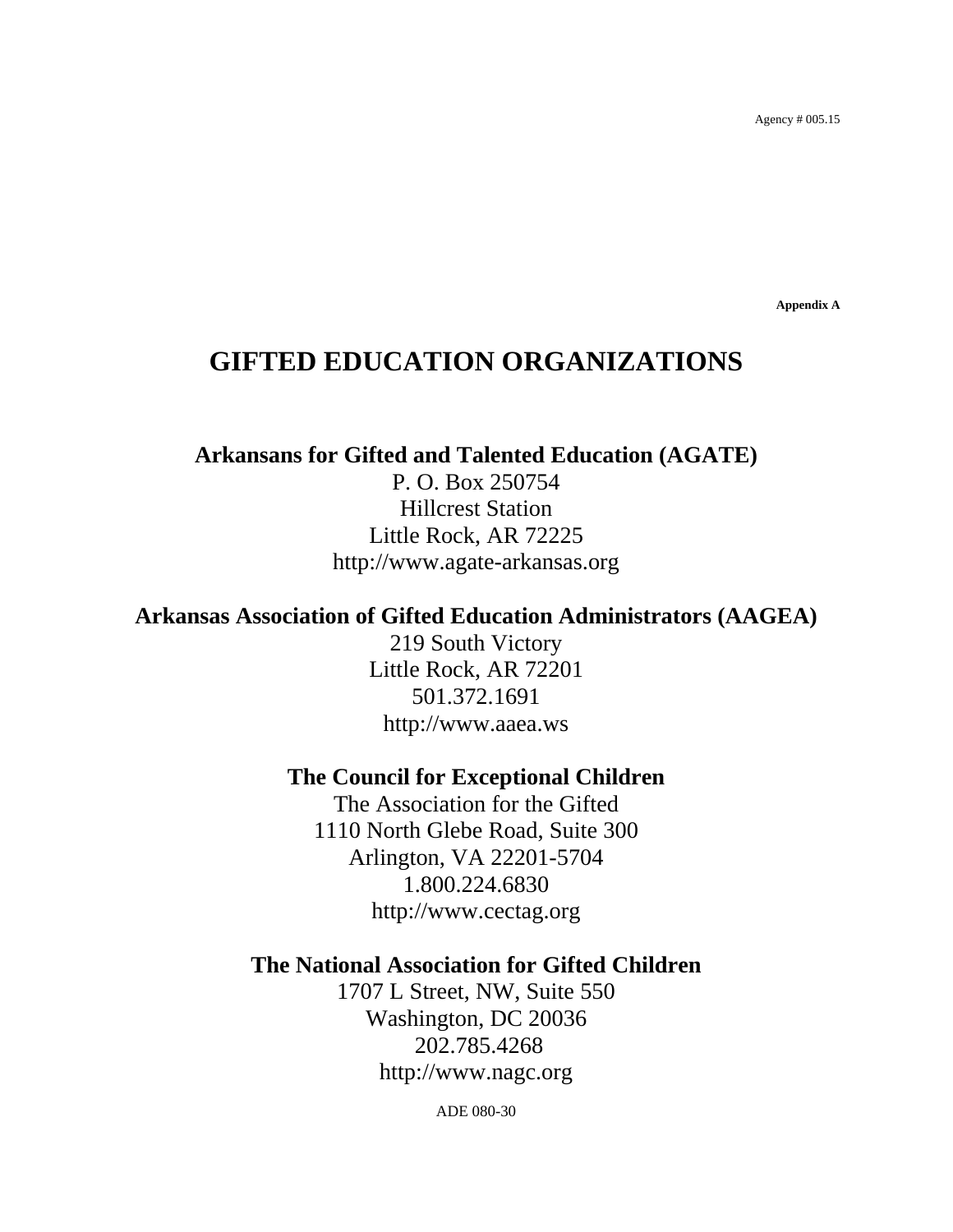Appendix A

# GIFTED EDUCATION ORGANIZATIONS

**Arkansans for Gifted and Talented Education (AGATE)**
P. O. Box 250754
Hillcrest Station
Little Rock, AR 72225
http://www.agate-arkansas.org

**Arkansas Association of Gifted Education Administrators (AAGEA)**
219 South Victory
Little Rock, AR 72201
501.372.1691
http://www.aaea.ws

**The Council for Exceptional Children**
The Association for the Gifted
1110 North Glebe Road, Suite 300
Arlington, VA 22201-5704
1.800.224.6830
http://www.cectag.org

**The National Association for Gifted Children**
1707 L Street, NW, Suite 550
Washington, DC 20036
202.785.4268
http://www.nagc.org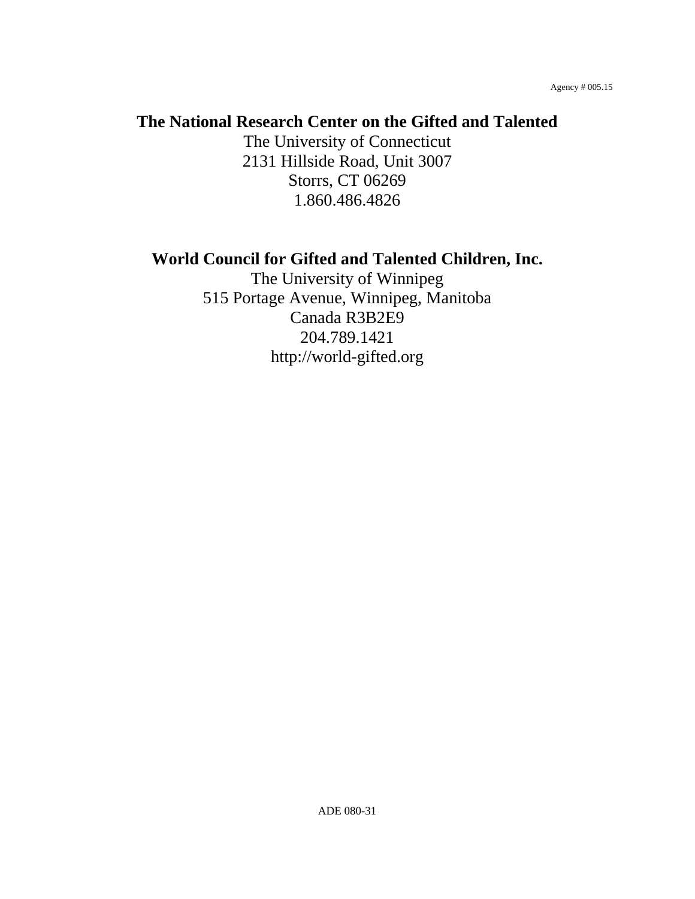Agency # 005.15

**The National Research Center on the Gifted and Talented**

The University of Connecticut
2131 Hillside Road, Unit 3007
Storrs, CT 06269
1.860.486.4826

**World Council for Gifted and Talented Children, Inc.**

The University of Winnipeg
515 Portage Avenue, Winnipeg, Manitoba
Canada R3B2E9
204.789.1421
http://world-gifted.org

ADE 080-31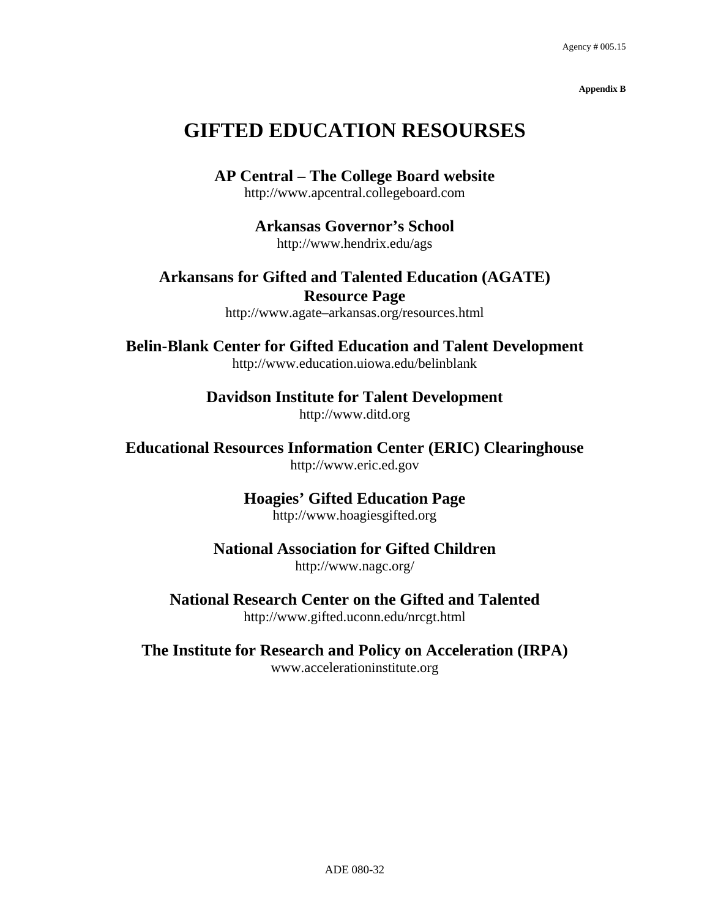Appendix B

# GIFTED EDUCATION RESOURSES

**AP Central – The College Board website**
http://www.apcentral.collegeboard.com

**Arkansas Governor's School**
http://www.hendrix.edu/ags

**Arkansans for Gifted and Talented Education (AGATE) Resource Page**
http://www.agate–arkansas.org/resources.html

**Belin-Blank Center for Gifted Education and Talent Development**
http://www.education.uiowa.edu/belinblank

**Davidson Institute for Talent Development**
http://www.ditd.org

**Educational Resources Information Center (ERIC) Clearinghouse**
http://www.eric.ed.gov

**Hoagies' Gifted Education Page**
http://www.hoagiesgifted.org

**National Association for Gifted Children**
http://www.nagc.org/

**National Research Center on the Gifted and Talented**
http://www.gifted.uconn.edu/nrcgt.html

**The Institute for Research and Policy on Acceleration (IRPA)**
www.accelerationinstitute.org